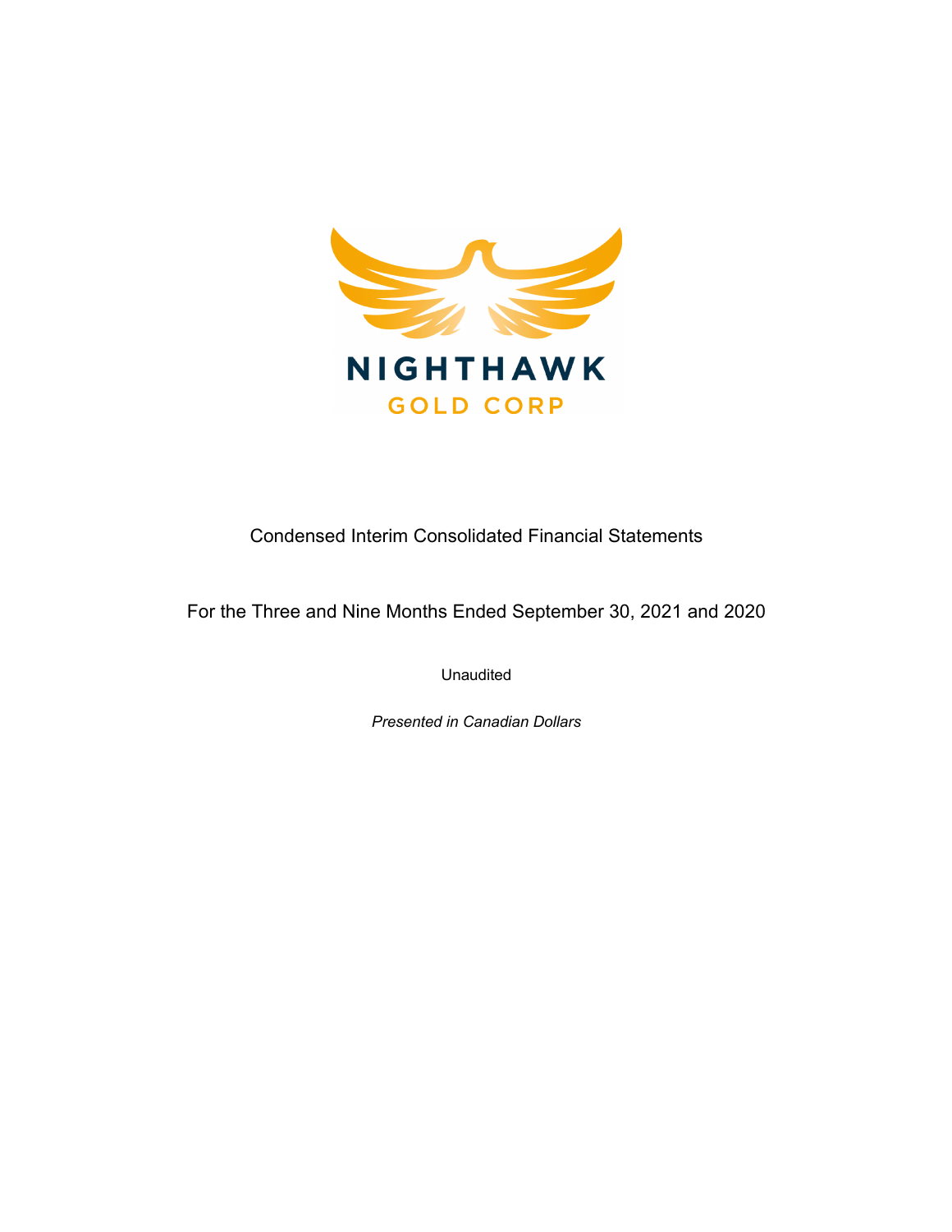NIGHTHAWK

GOLD CORP

Condensed Interim Consolidated Financial Statements

For the Three and Nine Months Ended September 30, 2021 and 2020

Unaudited

*Presented in Canadian Dollars*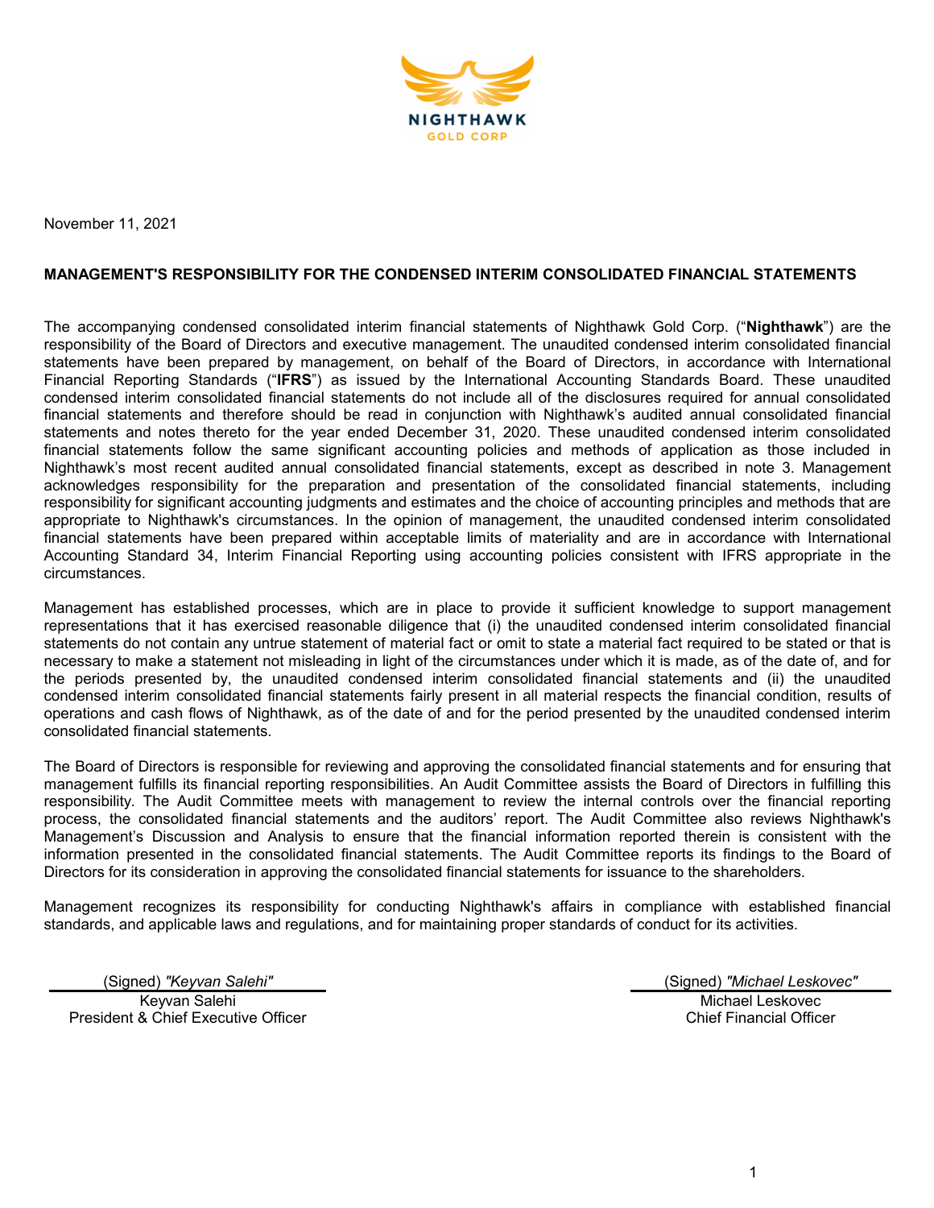NIGHTHAWK GOLD CORP

November 11, 2021

## MANAGEMENT'S RESPONSIBILITY FOR THE CONDENSED INTERIM CONSOLIDATED FINANCIAL STATEMENTS

The accompanying condensed consolidated interim financial statements of Nighthawk Gold Corp. ("**Nighthawk**") are the responsibility of the Board of Directors and executive management. The unaudited condensed interim consolidated financial statements have been prepared by management, on behalf of the Board of Directors, in accordance with International Financial Reporting Standards ("**IFRS**") as issued by the International Accounting Standards Board. These unaudited condensed interim consolidated financial statements do not include all of the disclosures required for annual consolidated financial statements and therefore should be read in conjunction with Nighthawk's audited annual consolidated financial statements and notes thereto for the year ended December 31, 2020. These unaudited condensed interim consolidated financial statements follow the same significant accounting policies and methods of application as those included in Nighthawk's most recent audited annual consolidated financial statements, except as described in note 3. Management acknowledges responsibility for the preparation and presentation of the consolidated financial statements, including responsibility for significant accounting judgments and estimates and the choice of accounting principles and methods that are appropriate to Nighthawk's circumstances. In the opinion of management, the unaudited condensed interim consolidated financial statements have been prepared within acceptable limits of materiality and are in accordance with International Accounting Standard 34, Interim Financial Reporting using accounting policies consistent with IFRS appropriate in the circumstances.

Management has established processes, which are in place to provide it sufficient knowledge to support management representations that it has exercised reasonable diligence that (i) the unaudited condensed interim consolidated financial statements do not contain any untrue statement of material fact or omit to state a material fact required to be stated or that is necessary to make a statement not misleading in light of the circumstances under which it is made, as of the date of, and for the periods presented by, the unaudited condensed interim consolidated financial statements and (ii) the unaudited condensed interim consolidated financial statements fairly present in all material respects the financial condition, results of operations and cash flows of Nighthawk, as of the date of and for the period presented by the unaudited condensed interim consolidated financial statements.

The Board of Directors is responsible for reviewing and approving the consolidated financial statements and for ensuring that management fulfills its financial reporting responsibilities. An Audit Committee assists the Board of Directors in fulfilling this responsibility. The Audit Committee meets with management to review the internal controls over the financial reporting process, the consolidated financial statements and the auditors' report. The Audit Committee also reviews Nighthawk's Management's Discussion and Analysis to ensure that the financial information reported therein is consistent with the information presented in the consolidated financial statements. The Audit Committee reports its findings to the Board of Directors for its consideration in approving the consolidated financial statements for issuance to the shareholders.

Management recognizes its responsibility for conducting Nighthawk's affairs in compliance with established financial standards, and applicable laws and regulations, and for maintaining proper standards of conduct for its activities.

(Signed) *"Keyvan Salehi"*
Keyvan Salehi
President & Chief Executive Officer

(Signed) *"Michael Leskovec"*
Michael Leskovec
Chief Financial Officer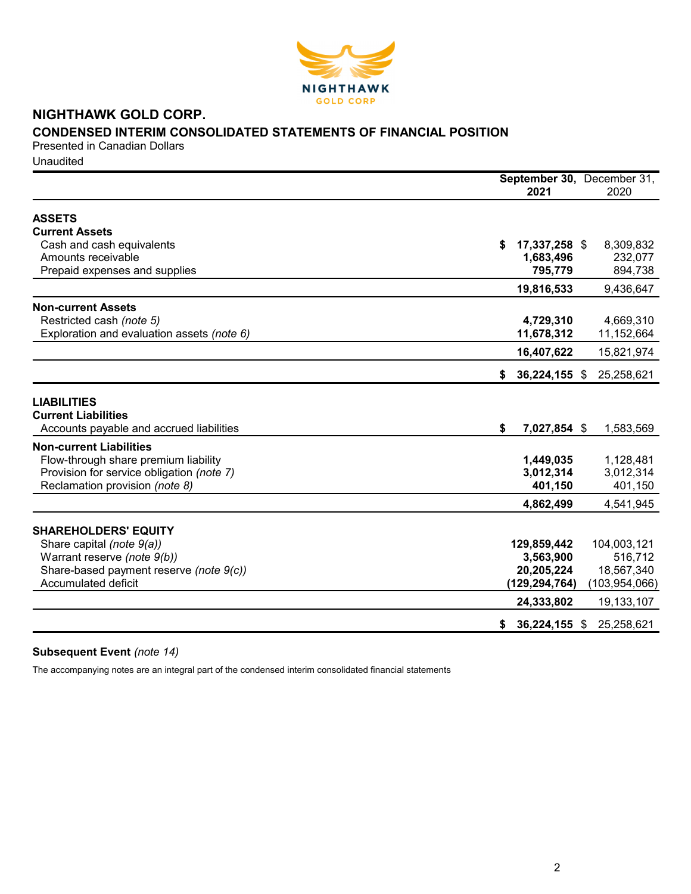# NIGHTHAWK GOLD CORP.

## CONDENSED INTERIM CONSOLIDATED STATEMENTS OF FINANCIAL POSITION

Presented in Canadian Dollars

Unaudited

| | September 30, 2021 | December 31, 2020 |
|---|---|---|
| **ASSETS** | | |
| **Current Assets** | | |
| Cash and cash equivalents | **$ 17,337,258** | $ 8,309,832 |
| Amounts receivable | **1,683,496** | 232,077 |
| Prepaid expenses and supplies | **795,779** | 894,738 |
| | **19,816,533** | 9,436,647 |
| **Non-current Assets** | | |
| Restricted cash *(note 5)* | **4,729,310** | 4,669,310 |
| Exploration and evaluation assets *(note 6)* | **11,678,312** | 11,152,664 |
| | **16,407,622** | 15,821,974 |
| | **$ 36,224,155** | $ 25,258,621 |
| **LIABILITIES** | | |
| **Current Liabilities** | | |
| Accounts payable and accrued liabilities | **$ 7,027,854** | $ 1,583,569 |
| **Non-current Liabilities** | | |
| Flow-through share premium liability | **1,449,035** | 1,128,481 |
| Provision for service obligation *(note 7)* | **3,012,314** | 3,012,314 |
| Reclamation provision *(note 8)* | **401,150** | 401,150 |
| | **4,862,499** | 4,541,945 |
| **SHAREHOLDERS' EQUITY** | | |
| Share capital *(note 9(a))* | **129,859,442** | 104,003,121 |
| Warrant reserve *(note 9(b))* | **3,563,900** | 516,712 |
| Share-based payment reserve *(note 9(c))* | **20,205,224** | 18,567,340 |
| Accumulated deficit | **(129,294,764)** | (103,954,066) |
| | **24,333,802** | 19,133,107 |
| | **$ 36,224,155** | $ 25,258,621 |

**Subsequent Event** *(note 14)*

The accompanying notes are an integral part of the condensed interim consolidated financial statements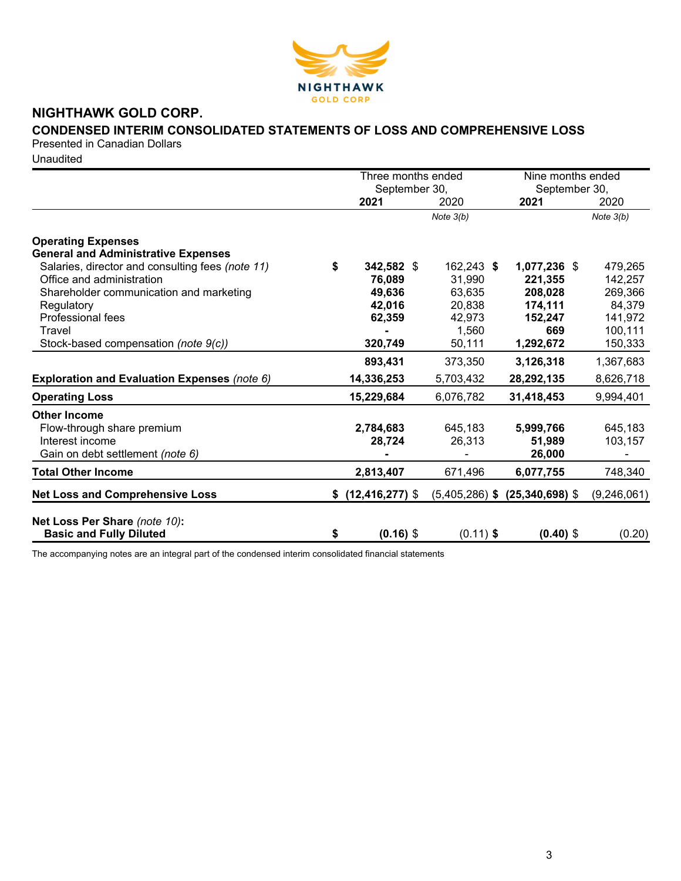# NIGHTHAWK GOLD CORP.

## CONDENSED INTERIM CONSOLIDATED STATEMENTS OF LOSS AND COMPREHENSIVE LOSS

Presented in Canadian Dollars

Unaudited

| | Three months ended September 30, | | Nine months ended September 30, | |
|---|---|---|---|---|
| | **2021** | 2020 | **2021** | 2020 |
| | | *Note 3(b)* | | *Note 3(b)* |
| **Operating Expenses** | | | | |
| **General and Administrative Expenses** | | | | |
| Salaries, director and consulting fees *(note 11)* | **$ 342,582** | $ 162,243 | **$ 1,077,236** | $ 479,265 |
| Office and administration | **76,089** | 31,990 | **221,355** | 142,257 |
| Shareholder communication and marketing | **49,636** | 63,635 | **208,028** | 269,366 |
| Regulatory | **42,016** | 20,838 | **174,111** | 84,379 |
| Professional fees | **62,359** | 42,973 | **152,247** | 141,972 |
| Travel | **-** | 1,560 | **669** | 100,111 |
| Stock-based compensation *(note 9(c))* | **320,749** | 50,111 | **1,292,672** | 150,333 |
| | **893,431** | 373,350 | **3,126,318** | 1,367,683 |
| **Exploration and Evaluation Expenses** *(note 6)* | **14,336,253** | 5,703,432 | **28,292,135** | 8,626,718 |
| **Operating Loss** | **15,229,684** | 6,076,782 | **31,418,453** | 9,994,401 |
| **Other Income** | | | | |
| Flow-through share premium | **2,784,683** | 645,183 | **5,999,766** | 645,183 |
| Interest income | **28,724** | 26,313 | **51,989** | 103,157 |
| Gain on debt settlement *(note 6)* | **-** | - | **26,000** | - |
| **Total Other Income** | **2,813,407** | 671,496 | **6,077,755** | 748,340 |
| **Net Loss and Comprehensive Loss** | **$ (12,416,277)** | $ (5,405,286) | **$ (25,340,698)** | $ (9,246,061) |
| **Net Loss Per Share** *(note 10)*: | | | | |
| **Basic and Fully Diluted** | **$ (0.16)** | $ (0.11) | **$ (0.40)** | $ (0.20) |

The accompanying notes are an integral part of the condensed interim consolidated financial statements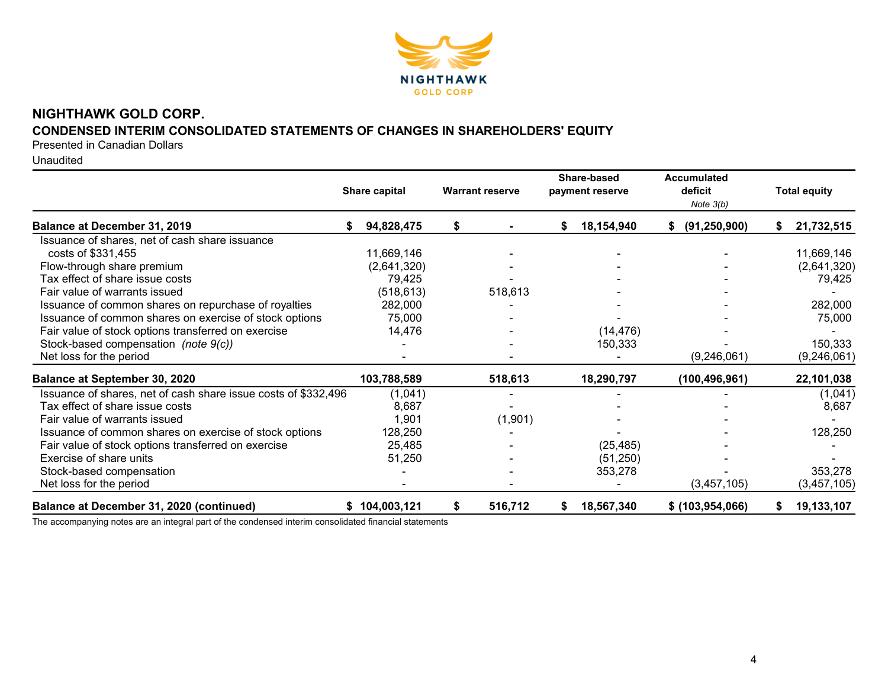# NIGHTHAWK GOLD CORP.

## CONDENSED INTERIM CONSOLIDATED STATEMENTS OF CHANGES IN SHAREHOLDERS' EQUITY

Presented in Canadian Dollars

Unaudited

| | Share capital | Warrant reserve | Share-based payment reserve | Accumulated deficit *Note 3(b)* | Total equity |
|---|---|---|---|---|---|
| **Balance at December 31, 2019** | **$ 94,828,475** | **$ -** | **$ 18,154,940** | **$ (91,250,900)** | **$ 21,732,515** |
| Issuance of shares, net of cash share issuance costs of $331,455 | 11,669,146 | - | - | - | 11,669,146 |
| Flow-through share premium | (2,641,320) | - | - | - | (2,641,320) |
| Tax effect of share issue costs | 79,425 | - | - | - | 79,425 |
| Fair value of warrants issued | (518,613) | 518,613 | - | - | - |
| Issuance of common shares on repurchase of royalties | 282,000 | - | - | - | 282,000 |
| Issuance of common shares on exercise of stock options | 75,000 | - | - | - | 75,000 |
| Fair value of stock options transferred on exercise | 14,476 | - | (14,476) | - | - |
| Stock-based compensation *(note 9(c))* | - | - | 150,333 | - | 150,333 |
| Net loss for the period | - | - | - | (9,246,061) | (9,246,061) |
| **Balance at September 30, 2020** | **103,788,589** | **518,613** | **18,290,797** | **(100,496,961)** | **22,101,038** |
| Issuance of shares, net of cash share issue costs of $332,496 | (1,041) | - | - | - | (1,041) |
| Tax effect of share issue costs | 8,687 | - | - | - | 8,687 |
| Fair value of warrants issued | 1,901 | (1,901) | - | - | - |
| Issuance of common shares on exercise of stock options | 128,250 | - | - | - | 128,250 |
| Fair value of stock options transferred on exercise | 25,485 | - | (25,485) | - | - |
| Exercise of share units | 51,250 | - | (51,250) | - | - |
| Stock-based compensation | - | - | 353,278 | - | 353,278 |
| Net loss for the period | - | - | - | (3,457,105) | (3,457,105) |
| **Balance at December 31, 2020 (continued)** | **$ 104,003,121** | **$ 516,712** | **$ 18,567,340** | **$ (103,954,066)** | **$ 19,133,107** |

The accompanying notes are an integral part of the condensed interim consolidated financial statements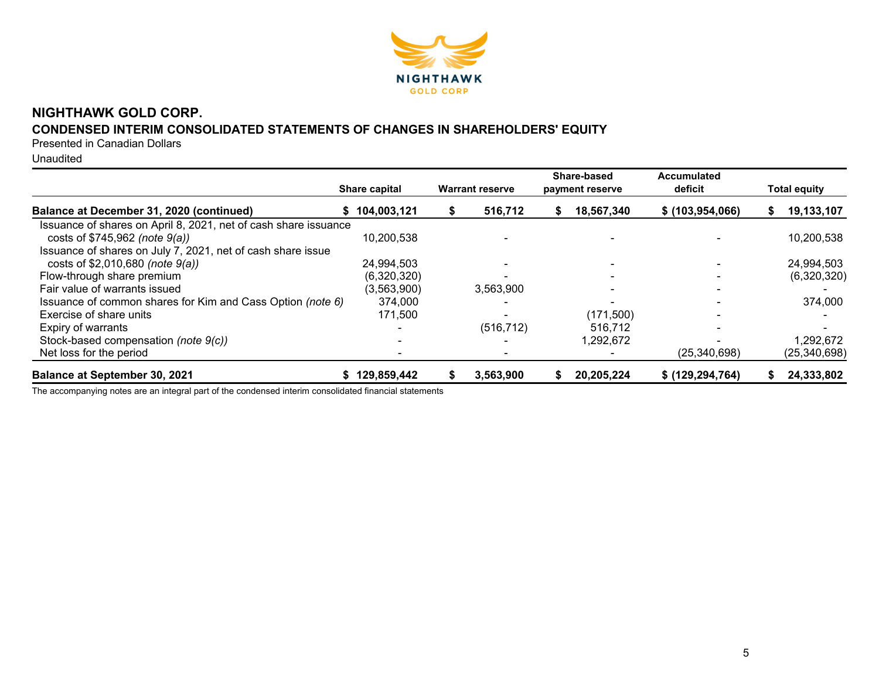# NIGHTHAWK GOLD CORP.

## CONDENSED INTERIM CONSOLIDATED STATEMENTS OF CHANGES IN SHAREHOLDERS' EQUITY

Presented in Canadian Dollars

Unaudited

| | Share capital | Warrant reserve | Share-based payment reserve | Accumulated deficit | Total equity |
|---|---|---|---|---|---|
| **Balance at December 31, 2020 (continued)** | **$ 104,003,121** | **$ 516,712** | **$ 18,567,340** | **$ (103,954,066)** | **$ 19,133,107** |
| Issuance of shares on April 8, 2021, net of cash share issuance costs of $745,962 *(note 9(a))* | 10,200,538 | - | - | - | 10,200,538 |
| Issuance of shares on July 7, 2021, net of cash share issue costs of $2,010,680 *(note 9(a))* | 24,994,503 | - | - | - | 24,994,503 |
| Flow-through share premium | (6,320,320) | - | - | - | (6,320,320) |
| Fair value of warrants issued | (3,563,900) | 3,563,900 | - | - | - |
| Issuance of common shares for Kim and Cass Option *(note 6)* | 374,000 | - | - | - | 374,000 |
| Exercise of share units | 171,500 | - | (171,500) | - | - |
| Expiry of warrants | - | (516,712) | 516,712 | - | - |
| Stock-based compensation *(note 9(c))* | - | - | 1,292,672 | - | 1,292,672 |
| Net loss for the period | - | - | - | (25,340,698) | (25,340,698) |
| **Balance at September 30, 2021** | **$ 129,859,442** | **$ 3,563,900** | **$ 20,205,224** | **$ (129,294,764)** | **$ 24,333,802** |

The accompanying notes are an integral part of the condensed interim consolidated financial statements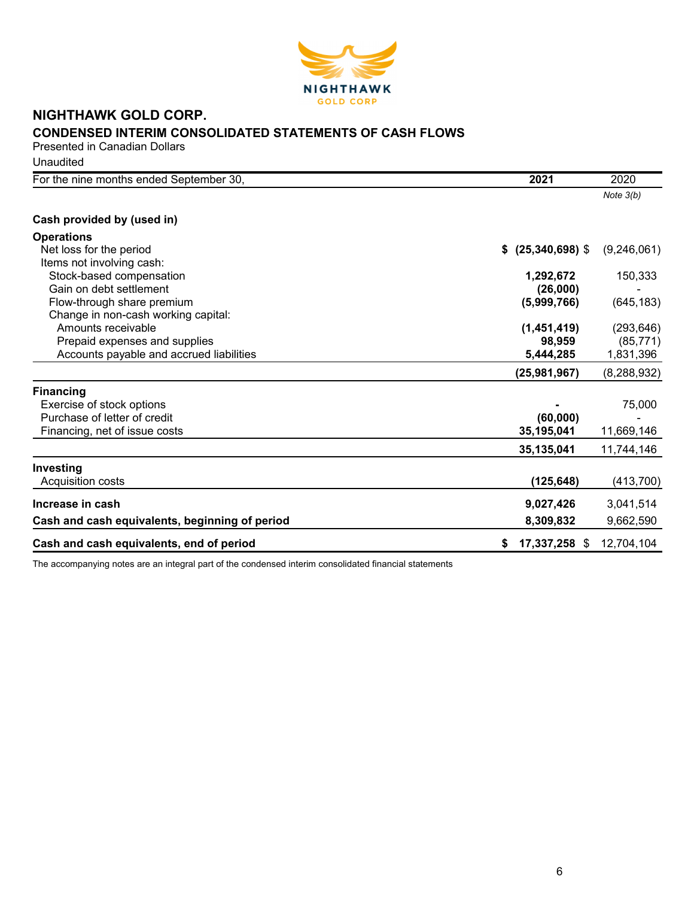# NIGHTHAWK GOLD CORP.

## CONDENSED INTERIM CONSOLIDATED STATEMENTS OF CASH FLOWS

Presented in Canadian Dollars

Unaudited

| For the nine months ended September 30, | 2021 | 2020 |
|---|---|---|
| | | *Note 3(b)* |
| **Cash provided by (used in)** | | |
| **Operations** | | |
| Net loss for the period | **$ (25,340,698)** | $ (9,246,061) |
| Items not involving cash: | | |
| Stock-based compensation | **1,292,672** | 150,333 |
| Gain on debt settlement | **(26,000)** | - |
| Flow-through share premium | **(5,999,766)** | (645,183) |
| Change in non-cash working capital: | | |
| Amounts receivable | **(1,451,419)** | (293,646) |
| Prepaid expenses and supplies | **98,959** | (85,771) |
| Accounts payable and accrued liabilities | **5,444,285** | 1,831,396 |
| | **(25,981,967)** | (8,288,932) |
| **Financing** | | |
| Exercise of stock options | **-** | 75,000 |
| Purchase of letter of credit | **(60,000)** | - |
| Financing, net of issue costs | **35,195,041** | 11,669,146 |
| | **35,135,041** | 11,744,146 |
| **Investing** | | |
| Acquisition costs | **(125,648)** | (413,700) |
| **Increase in cash** | **9,027,426** | 3,041,514 |
| **Cash and cash equivalents, beginning of period** | **8,309,832** | 9,662,590 |
| **Cash and cash equivalents, end of period** | **$ 17,337,258** | $ 12,704,104 |

The accompanying notes are an integral part of the condensed interim consolidated financial statements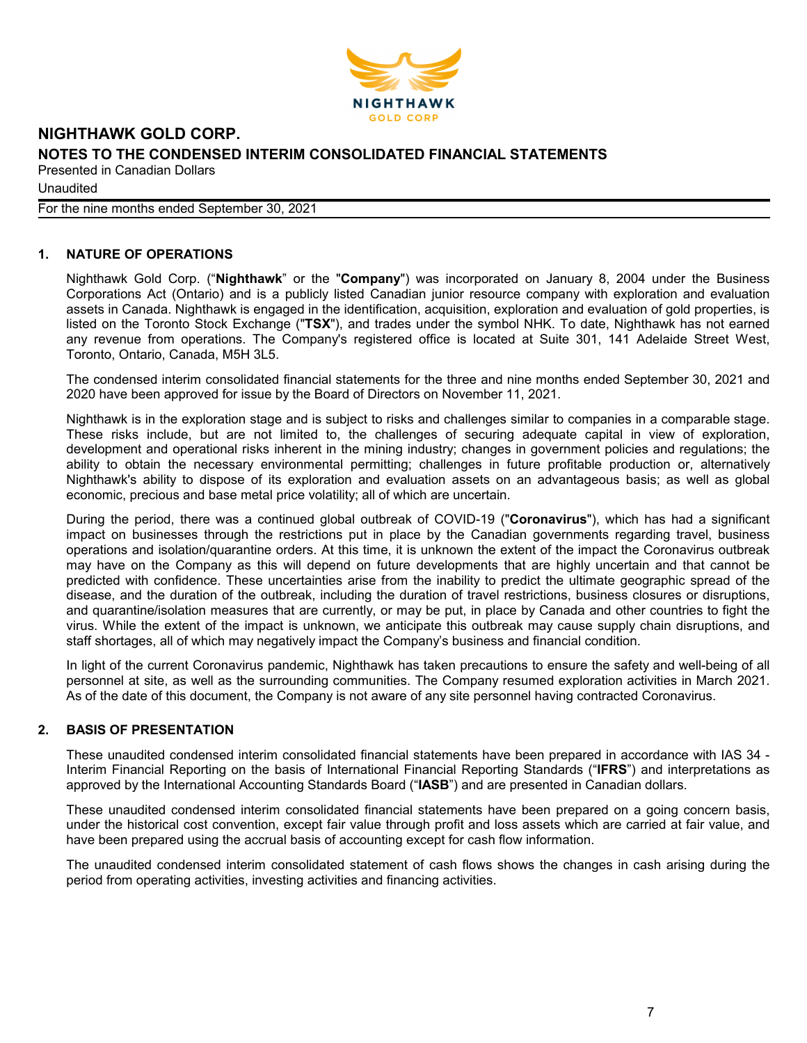## 1. NATURE OF OPERATIONS

Nighthawk Gold Corp. ("**Nighthawk**" or the "**Company**") was incorporated on January 8, 2004 under the Business Corporations Act (Ontario) and is a publicly listed Canadian junior resource company with exploration and evaluation assets in Canada. Nighthawk is engaged in the identification, acquisition, exploration and evaluation of gold properties, is listed on the Toronto Stock Exchange ("**TSX**"), and trades under the symbol NHK. To date, Nighthawk has not earned any revenue from operations. The Company's registered office is located at Suite 301, 141 Adelaide Street West, Toronto, Ontario, Canada, M5H 3L5.

The condensed interim consolidated financial statements for the three and nine months ended September 30, 2021 and 2020 have been approved for issue by the Board of Directors on November 11, 2021.

Nighthawk is in the exploration stage and is subject to risks and challenges similar to companies in a comparable stage. These risks include, but are not limited to, the challenges of securing adequate capital in view of exploration, development and operational risks inherent in the mining industry; changes in government policies and regulations; the ability to obtain the necessary environmental permitting; challenges in future profitable production or, alternatively Nighthawk's ability to dispose of its exploration and evaluation assets on an advantageous basis; as well as global economic, precious and base metal price volatility; all of which are uncertain.

During the period, there was a continued global outbreak of COVID-19 ("**Coronavirus**"), which has had a significant impact on businesses through the restrictions put in place by the Canadian governments regarding travel, business operations and isolation/quarantine orders. At this time, it is unknown the extent of the impact the Coronavirus outbreak may have on the Company as this will depend on future developments that are highly uncertain and that cannot be predicted with confidence. These uncertainties arise from the inability to predict the ultimate geographic spread of the disease, and the duration of the outbreak, including the duration of travel restrictions, business closures or disruptions, and quarantine/isolation measures that are currently, or may be put, in place by Canada and other countries to fight the virus. While the extent of the impact is unknown, we anticipate this outbreak may cause supply chain disruptions, and staff shortages, all of which may negatively impact the Company's business and financial condition.

In light of the current Coronavirus pandemic, Nighthawk has taken precautions to ensure the safety and well-being of all personnel at site, as well as the surrounding communities. The Company resumed exploration activities in March 2021. As of the date of this document, the Company is not aware of any site personnel having contracted Coronavirus.

## 2. BASIS OF PRESENTATION

These unaudited condensed interim consolidated financial statements have been prepared in accordance with IAS 34 - Interim Financial Reporting on the basis of International Financial Reporting Standards ("**IFRS**") and interpretations as approved by the International Accounting Standards Board ("**IASB**") and are presented in Canadian dollars.

These unaudited condensed interim consolidated financial statements have been prepared on a going concern basis, under the historical cost convention, except fair value through profit and loss assets which are carried at fair value, and have been prepared using the accrual basis of accounting except for cash flow information.

The unaudited condensed interim consolidated statement of cash flows shows the changes in cash arising during the period from operating activities, investing activities and financing activities.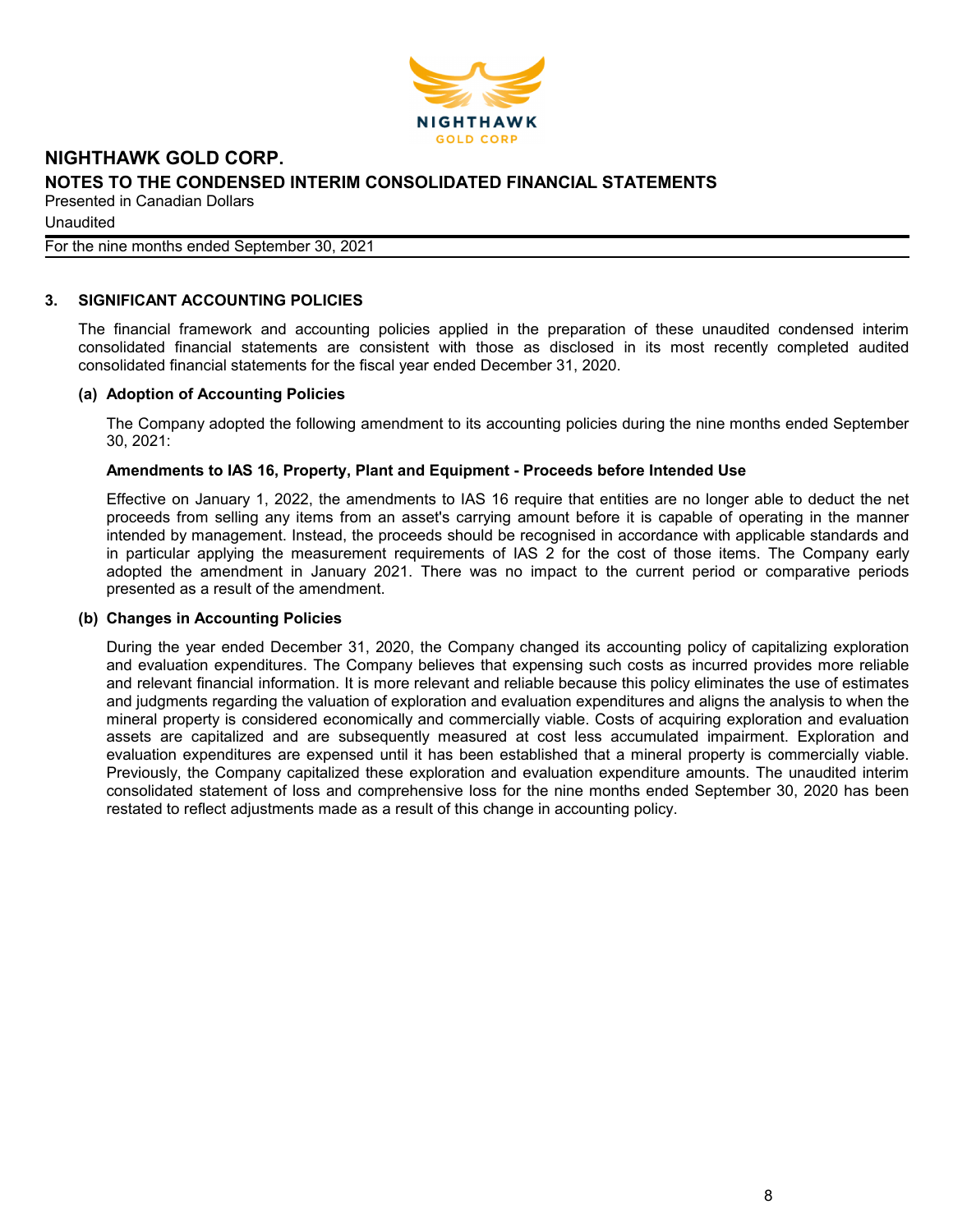## 3. SIGNIFICANT ACCOUNTING POLICIES

The financial framework and accounting policies applied in the preparation of these unaudited condensed interim consolidated financial statements are consistent with those as disclosed in its most recently completed audited consolidated financial statements for the fiscal year ended December 31, 2020.

### (a) Adoption of Accounting Policies

The Company adopted the following amendment to its accounting policies during the nine months ended September 30, 2021:

**Amendments to IAS 16, Property, Plant and Equipment - Proceeds before Intended Use**

Effective on January 1, 2022, the amendments to IAS 16 require that entities are no longer able to deduct the net proceeds from selling any items from an asset's carrying amount before it is capable of operating in the manner intended by management. Instead, the proceeds should be recognised in accordance with applicable standards and in particular applying the measurement requirements of IAS 2 for the cost of those items. The Company early adopted the amendment in January 2021. There was no impact to the current period or comparative periods presented as a result of the amendment.

### (b) Changes in Accounting Policies

During the year ended December 31, 2020, the Company changed its accounting policy of capitalizing exploration and evaluation expenditures. The Company believes that expensing such costs as incurred provides more reliable and relevant financial information. It is more relevant and reliable because this policy eliminates the use of estimates and judgments regarding the valuation of exploration and evaluation expenditures and aligns the analysis to when the mineral property is considered economically and commercially viable. Costs of acquiring exploration and evaluation assets are capitalized and are subsequently measured at cost less accumulated impairment. Exploration and evaluation expenditures are expensed until it has been established that a mineral property is commercially viable. Previously, the Company capitalized these exploration and evaluation expenditure amounts. The unaudited interim consolidated statement of loss and comprehensive loss for the nine months ended September 30, 2020 has been restated to reflect adjustments made as a result of this change in accounting policy.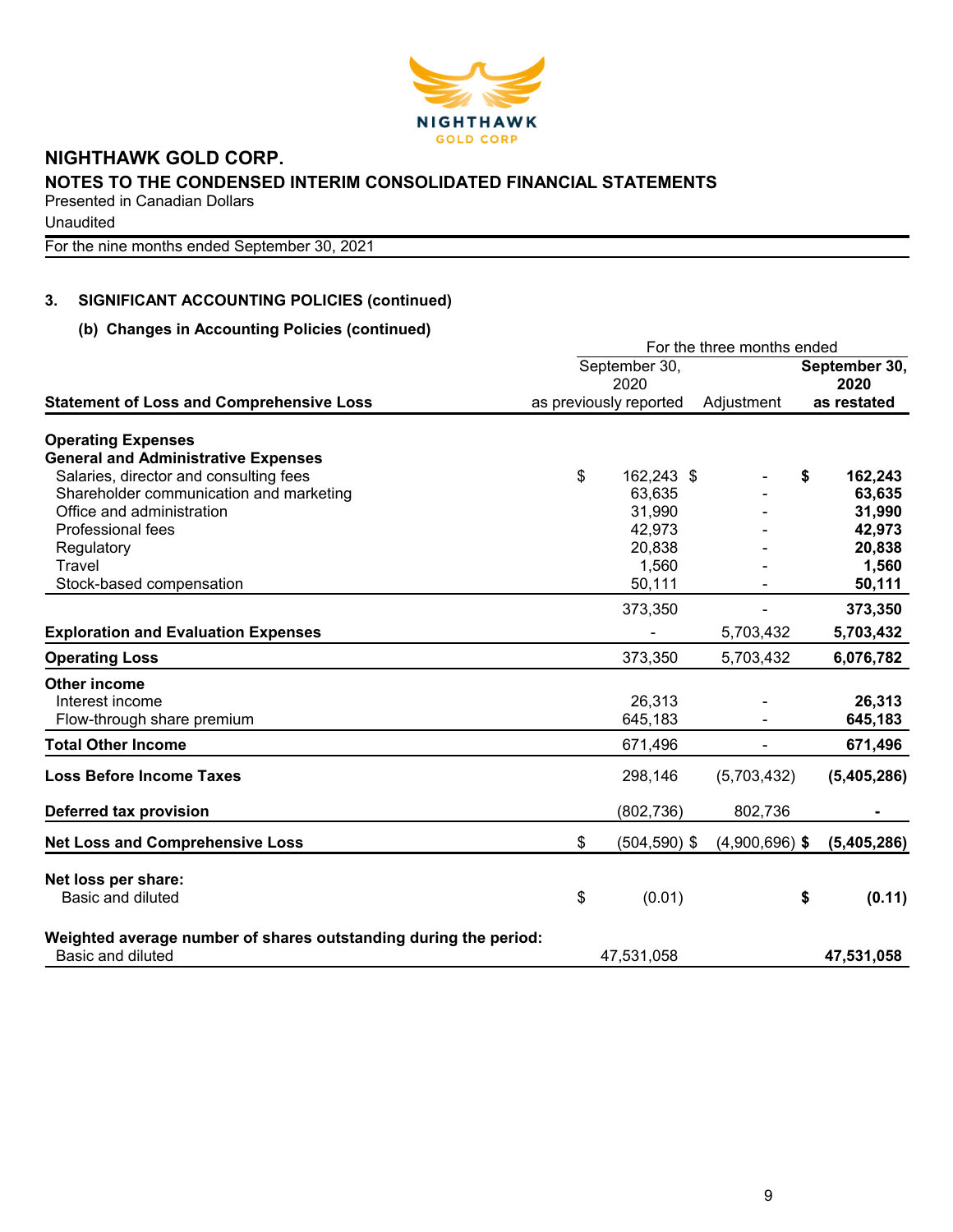# NIGHTHAWK GOLD CORP.

## NOTES TO THE CONDENSED INTERIM CONSOLIDATED FINANCIAL STATEMENTS

Presented in Canadian Dollars

Unaudited

For the nine months ended September 30, 2021

### 3. SIGNIFICANT ACCOUNTING POLICIES (continued)

#### (b) Changes in Accounting Policies (continued)

| Statement of Loss and Comprehensive Loss | For the three months ended September 30, 2020 as previously reported | Adjustment | September 30, 2020 as restated |
|---|---|---|---|
| **Operating Expenses** | | | |
| **General and Administrative Expenses** | | | |
| Salaries, director and consulting fees | $ 162,243 | $ - | **$ 162,243** |
| Shareholder communication and marketing | 63,635 | - | **63,635** |
| Office and administration | 31,990 | - | **31,990** |
| Professional fees | 42,973 | - | **42,973** |
| Regulatory | 20,838 | - | **20,838** |
| Travel | 1,560 | - | **1,560** |
| Stock-based compensation | 50,111 | - | **50,111** |
| | 373,350 | - | **373,350** |
| **Exploration and Evaluation Expenses** | - | 5,703,432 | **5,703,432** |
| **Operating Loss** | 373,350 | 5,703,432 | **6,076,782** |
| **Other income** | | | |
| Interest income | 26,313 | - | **26,313** |
| Flow-through share premium | 645,183 | - | **645,183** |
| **Total Other Income** | 671,496 | - | **671,496** |
| **Loss Before Income Taxes** | 298,146 | (5,703,432) | **(5,405,286)** |
| **Deferred tax provision** | (802,736) | 802,736 | **-** |
| **Net Loss and Comprehensive Loss** | $ (504,590) | $ (4,900,696) | **$ (5,405,286)** |
| **Net loss per share:** | | | |
| Basic and diluted | $ (0.01) | | **$ (0.11)** |
| **Weighted average number of shares outstanding during the period:** | | | |
| Basic and diluted | 47,531,058 | | **47,531,058** |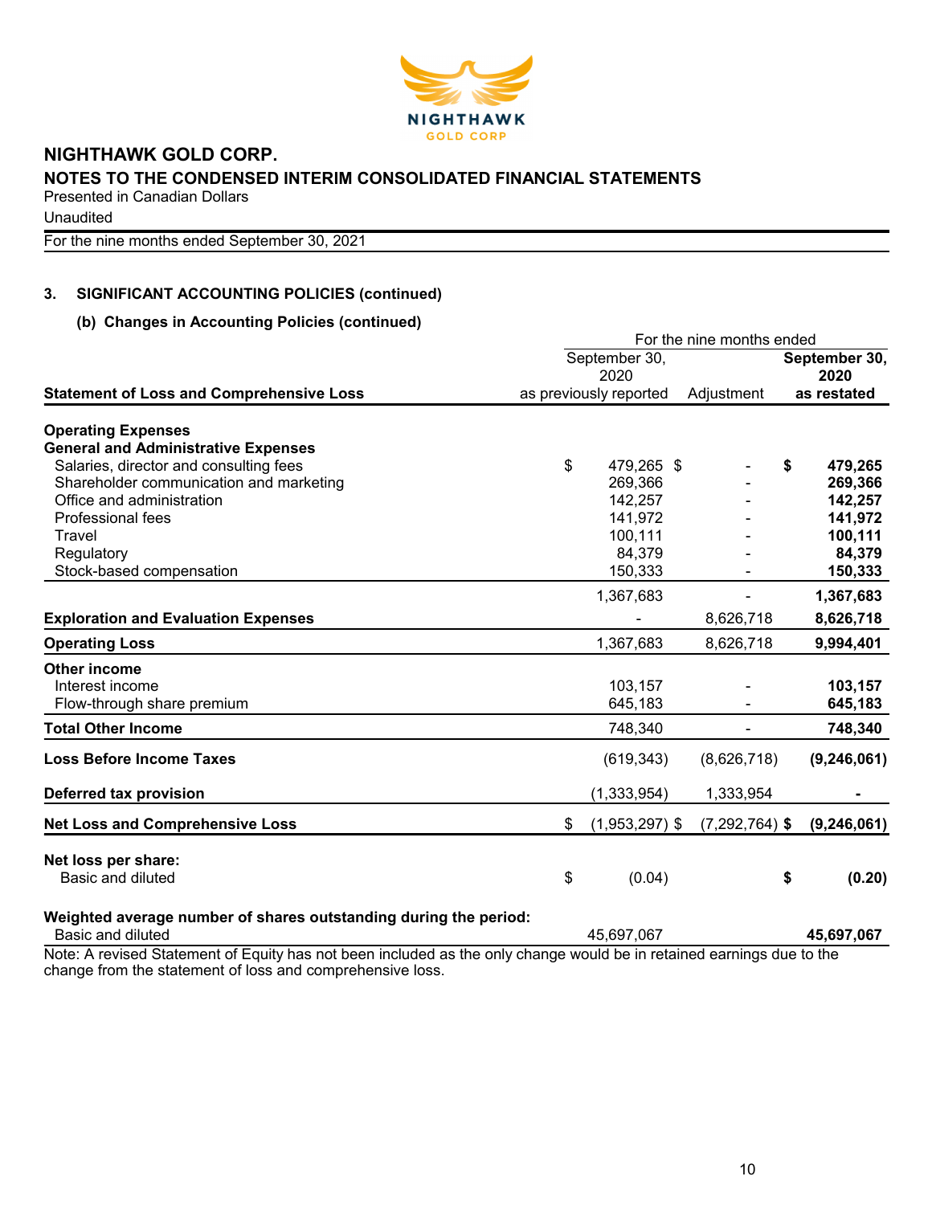**NIGHTHAWK GOLD CORP.**

**NOTES TO THE CONDENSED INTERIM CONSOLIDATED FINANCIAL STATEMENTS**

Presented in Canadian Dollars

Unaudited

For the nine months ended September 30, 2021

**3. SIGNIFICANT ACCOUNTING POLICIES (continued)**

**(b) Changes in Accounting Policies (continued)**

| | For the nine months ended | | |
|---|---|---|---|
| **Statement of Loss and Comprehensive Loss** | September 30, 2020 as previously reported | Adjustment | **September 30, 2020 as restated** |
| **Operating Expenses** | | | |
| **General and Administrative Expenses** | | | |
| Salaries, director and consulting fees | $ 479,265 | $ - | **$ 479,265** |
| Shareholder communication and marketing | 269,366 | - | **269,366** |
| Office and administration | 142,257 | - | **142,257** |
| Professional fees | 141,972 | - | **141,972** |
| Travel | 100,111 | - | **100,111** |
| Regulatory | 84,379 | - | **84,379** |
| Stock-based compensation | 150,333 | - | **150,333** |
| | 1,367,683 | - | **1,367,683** |
| **Exploration and Evaluation Expenses** | - | 8,626,718 | **8,626,718** |
| **Operating Loss** | 1,367,683 | 8,626,718 | **9,994,401** |
| **Other income** | | | |
| Interest income | 103,157 | - | **103,157** |
| Flow-through share premium | 645,183 | - | **645,183** |
| **Total Other Income** | 748,340 | - | **748,340** |
| **Loss Before Income Taxes** | (619,343) | (8,626,718) | **(9,246,061)** |
| **Deferred tax provision** | (1,333,954) | 1,333,954 | **-** |
| **Net Loss and Comprehensive Loss** | $ (1,953,297) | $ (7,292,764) | **$ (9,246,061)** |
| **Net loss per share:** | | | |
| Basic and diluted | $ (0.04) | | **$ (0.20)** |
| **Weighted average number of shares outstanding during the period:** | | | |
| Basic and diluted | 45,697,067 | | **45,697,067** |

Note: A revised Statement of Equity has not been included as the only change would be in retained earnings due to the change from the statement of loss and comprehensive loss.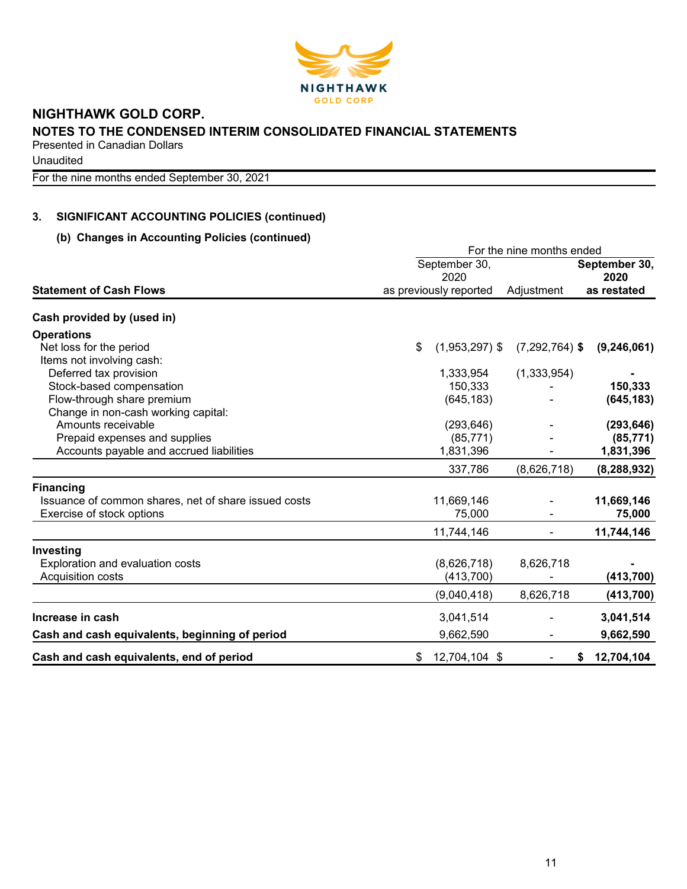# NIGHTHAWK GOLD CORP.

## NOTES TO THE CONDENSED INTERIM CONSOLIDATED FINANCIAL STATEMENTS

Presented in Canadian Dollars

Unaudited

For the nine months ended September 30, 2021

### 3. SIGNIFICANT ACCOUNTING POLICIES (continued)

#### (b) Changes in Accounting Policies (continued)

| | For the nine months ended | | |
|---|---|---|---|
| **Statement of Cash Flows** | September 30, 2020 as previously reported | Adjustment | **September 30, 2020 as restated** |
| **Cash provided by (used in)** | | | |
| **Operations** | | | |
| Net loss for the period | $ (1,953,297) | $ (7,292,764) | $ **(9,246,061)** |
| Items not involving cash: | | | |
| Deferred tax provision | 1,333,954 | (1,333,954) | **-** |
| Stock-based compensation | 150,333 | - | **150,333** |
| Flow-through share premium | (645,183) | - | **(645,183)** |
| Change in non-cash working capital: | | | |
| Amounts receivable | (293,646) | - | **(293,646)** |
| Prepaid expenses and supplies | (85,771) | - | **(85,771)** |
| Accounts payable and accrued liabilities | 1,831,396 | - | **1,831,396** |
| | 337,786 | (8,626,718) | **(8,288,932)** |
| **Financing** | | | |
| Issuance of common shares, net of share issued costs | 11,669,146 | - | **11,669,146** |
| Exercise of stock options | 75,000 | - | **75,000** |
| | 11,744,146 | - | **11,744,146** |
| **Investing** | | | |
| Exploration and evaluation costs | (8,626,718) | 8,626,718 | **-** |
| Acquisition costs | (413,700) | - | **(413,700)** |
| | (9,040,418) | 8,626,718 | **(413,700)** |
| **Increase in cash** | 3,041,514 | - | **3,041,514** |
| **Cash and cash equivalents, beginning of period** | 9,662,590 | - | **9,662,590** |
| **Cash and cash equivalents, end of period** | $ 12,704,104 | $ - | $ **12,704,104** |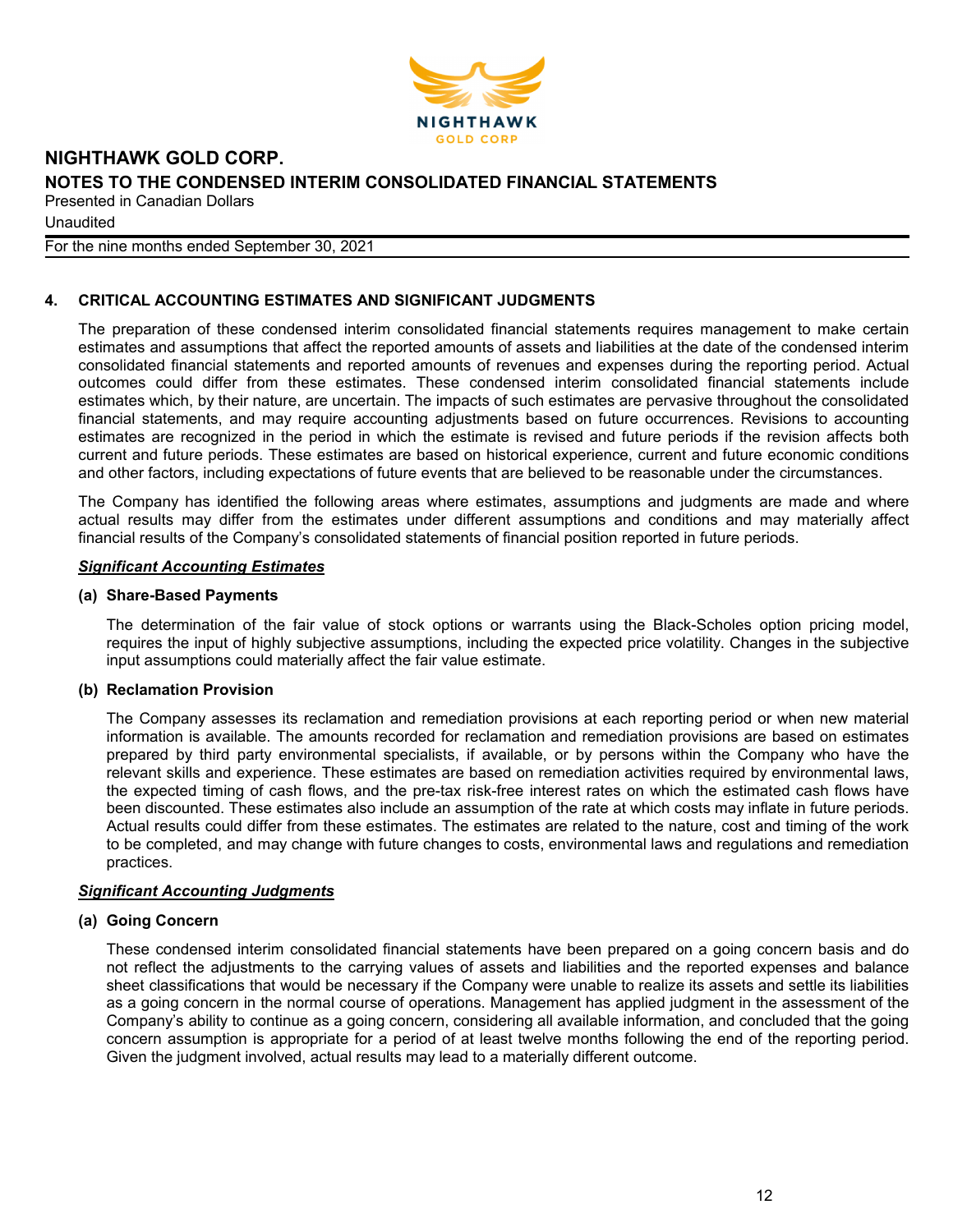## 4. CRITICAL ACCOUNTING ESTIMATES AND SIGNIFICANT JUDGMENTS

The preparation of these condensed interim consolidated financial statements requires management to make certain estimates and assumptions that affect the reported amounts of assets and liabilities at the date of the condensed interim consolidated financial statements and reported amounts of revenues and expenses during the reporting period. Actual outcomes could differ from these estimates. These condensed interim consolidated financial statements include estimates which, by their nature, are uncertain. The impacts of such estimates are pervasive throughout the consolidated financial statements, and may require accounting adjustments based on future occurrences. Revisions to accounting estimates are recognized in the period in which the estimate is revised and future periods if the revision affects both current and future periods. These estimates are based on historical experience, current and future economic conditions and other factors, including expectations of future events that are believed to be reasonable under the circumstances.

The Company has identified the following areas where estimates, assumptions and judgments are made and where actual results may differ from the estimates under different assumptions and conditions and may materially affect financial results of the Company's consolidated statements of financial position reported in future periods.

***Significant Accounting Estimates***

**(a) Share-Based Payments**

The determination of the fair value of stock options or warrants using the Black-Scholes option pricing model, requires the input of highly subjective assumptions, including the expected price volatility. Changes in the subjective input assumptions could materially affect the fair value estimate.

**(b) Reclamation Provision**

The Company assesses its reclamation and remediation provisions at each reporting period or when new material information is available. The amounts recorded for reclamation and remediation provisions are based on estimates prepared by third party environmental specialists, if available, or by persons within the Company who have the relevant skills and experience. These estimates are based on remediation activities required by environmental laws, the expected timing of cash flows, and the pre-tax risk-free interest rates on which the estimated cash flows have been discounted. These estimates also include an assumption of the rate at which costs may inflate in future periods. Actual results could differ from these estimates. The estimates are related to the nature, cost and timing of the work to be completed, and may change with future changes to costs, environmental laws and regulations and remediation practices.

***Significant Accounting Judgments***

**(a) Going Concern**

These condensed interim consolidated financial statements have been prepared on a going concern basis and do not reflect the adjustments to the carrying values of assets and liabilities and the reported expenses and balance sheet classifications that would be necessary if the Company were unable to realize its assets and settle its liabilities as a going concern in the normal course of operations. Management has applied judgment in the assessment of the Company's ability to continue as a going concern, considering all available information, and concluded that the going concern assumption is appropriate for a period of at least twelve months following the end of the reporting period. Given the judgment involved, actual results may lead to a materially different outcome.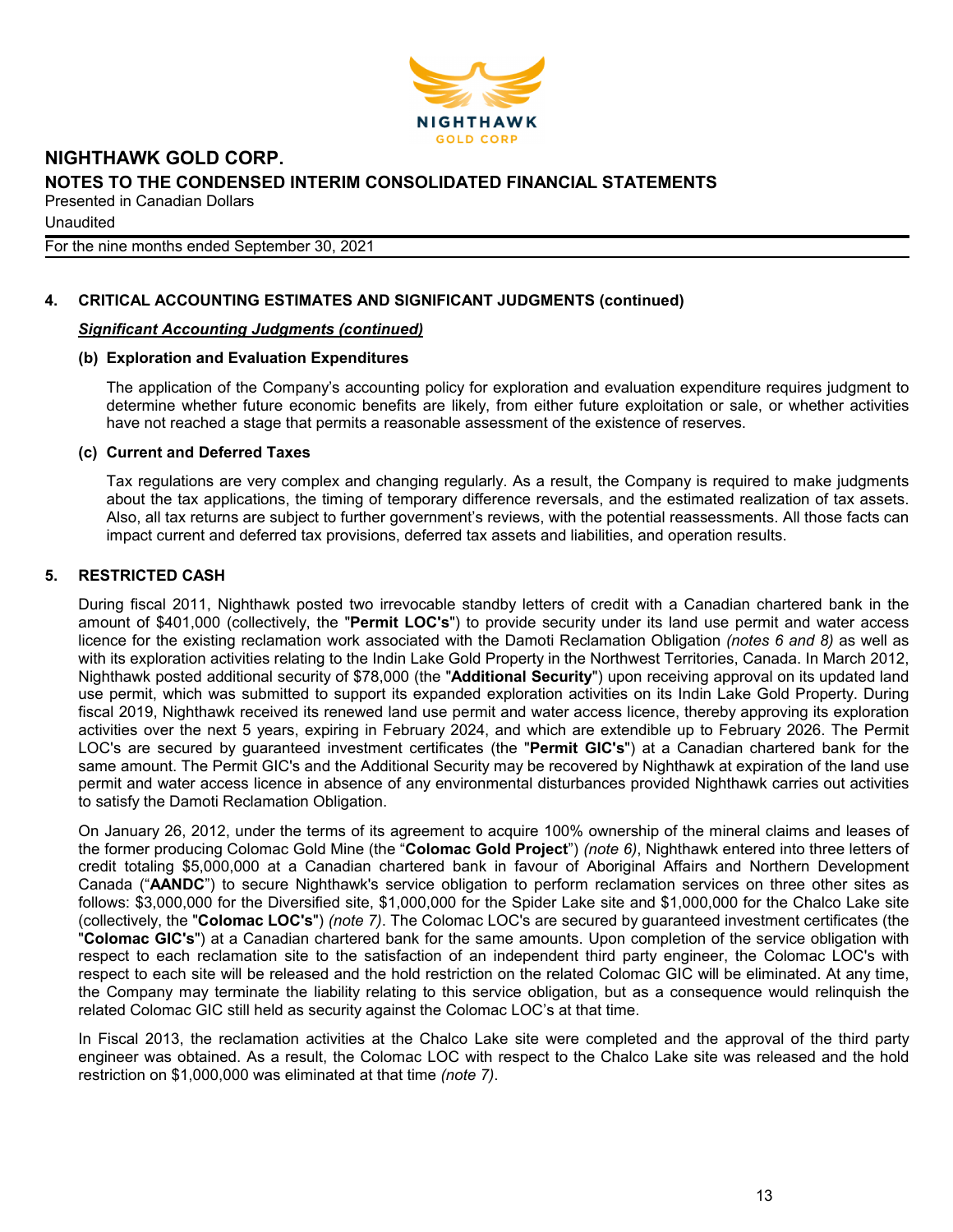## 4. CRITICAL ACCOUNTING ESTIMATES AND SIGNIFICANT JUDGMENTS (continued)

***Significant Accounting Judgments (continued)***

### (b) Exploration and Evaluation Expenditures

The application of the Company's accounting policy for exploration and evaluation expenditure requires judgment to determine whether future economic benefits are likely, from either future exploitation or sale, or whether activities have not reached a stage that permits a reasonable assessment of the existence of reserves.

### (c) Current and Deferred Taxes

Tax regulations are very complex and changing regularly. As a result, the Company is required to make judgments about the tax applications, the timing of temporary difference reversals, and the estimated realization of tax assets. Also, all tax returns are subject to further government's reviews, with the potential reassessments. All those facts can impact current and deferred tax provisions, deferred tax assets and liabilities, and operation results.

## 5. RESTRICTED CASH

During fiscal 2011, Nighthawk posted two irrevocable standby letters of credit with a Canadian chartered bank in the amount of $401,000 (collectively, the "**Permit LOC's**") to provide security under its land use permit and water access licence for the existing reclamation work associated with the Damoti Reclamation Obligation *(notes 6 and 8)* as well as with its exploration activities relating to the Indin Lake Gold Property in the Northwest Territories, Canada. In March 2012, Nighthawk posted additional security of $78,000 (the "**Additional Security**") upon receiving approval on its updated land use permit, which was submitted to support its expanded exploration activities on its Indin Lake Gold Property. During fiscal 2019, Nighthawk received its renewed land use permit and water access licence, thereby approving its exploration activities over the next 5 years, expiring in February 2024, and which are extendible up to February 2026. The Permit LOC's are secured by guaranteed investment certificates (the "**Permit GIC's**") at a Canadian chartered bank for the same amount. The Permit GIC's and the Additional Security may be recovered by Nighthawk at expiration of the land use permit and water access licence in absence of any environmental disturbances provided Nighthawk carries out activities to satisfy the Damoti Reclamation Obligation.

On January 26, 2012, under the terms of its agreement to acquire 100% ownership of the mineral claims and leases of the former producing Colomac Gold Mine (the "**Colomac Gold Project**") *(note 6)*, Nighthawk entered into three letters of credit totaling $5,000,000 at a Canadian chartered bank in favour of Aboriginal Affairs and Northern Development Canada ("**AANDC**") to secure Nighthawk's service obligation to perform reclamation services on three other sites as follows: $3,000,000 for the Diversified site, $1,000,000 for the Spider Lake site and $1,000,000 for the Chalco Lake site (collectively, the "**Colomac LOC's**") *(note 7)*. The Colomac LOC's are secured by guaranteed investment certificates (the "**Colomac GIC's**") at a Canadian chartered bank for the same amounts. Upon completion of the service obligation with respect to each reclamation site to the satisfaction of an independent third party engineer, the Colomac LOC's with respect to each site will be released and the hold restriction on the related Colomac GIC will be eliminated. At any time, the Company may terminate the liability relating to this service obligation, but as a consequence would relinquish the related Colomac GIC still held as security against the Colomac LOC's at that time.

In Fiscal 2013, the reclamation activities at the Chalco Lake site were completed and the approval of the third party engineer was obtained. As a result, the Colomac LOC with respect to the Chalco Lake site was released and the hold restriction on $1,000,000 was eliminated at that time *(note 7)*.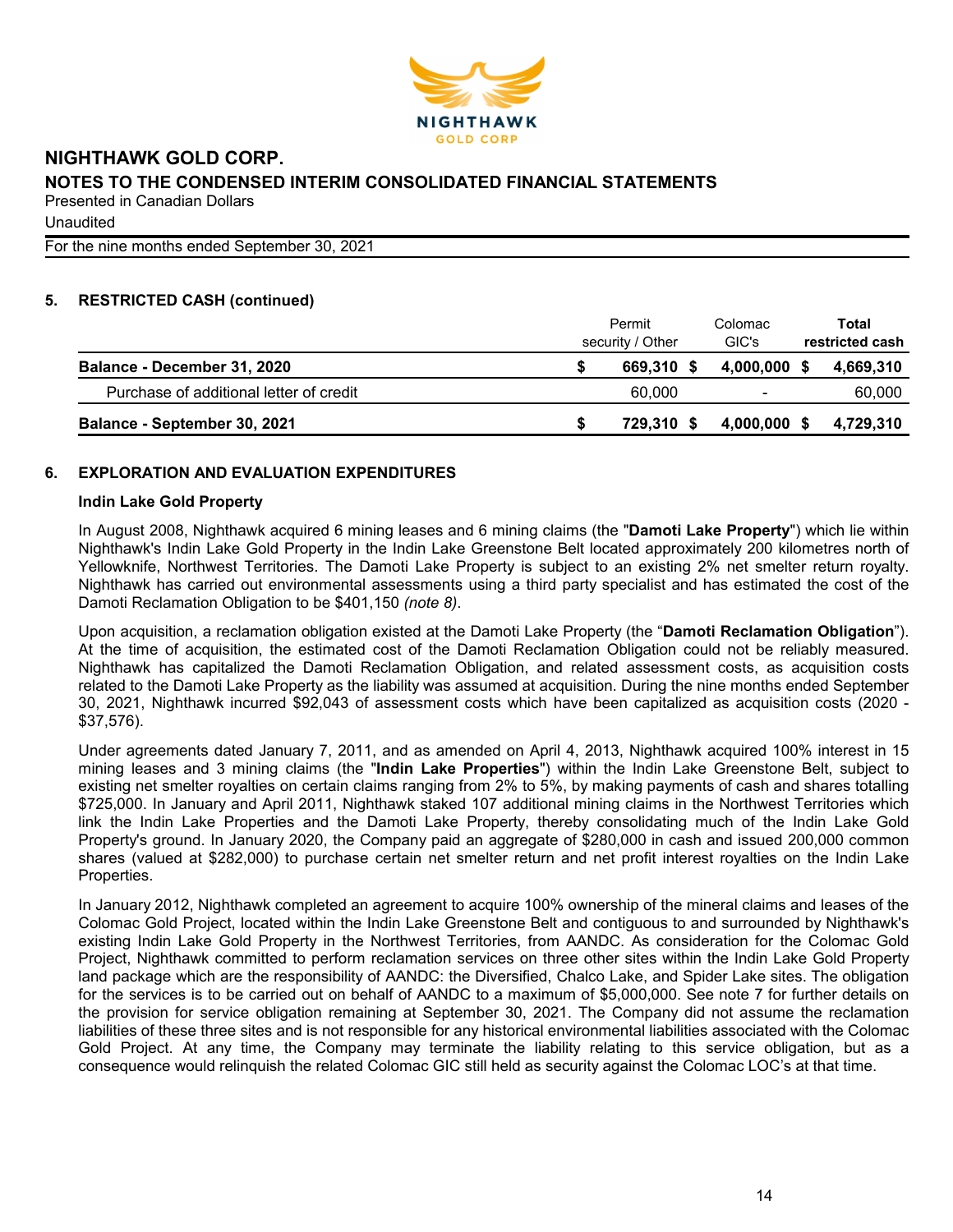## 5. RESTRICTED CASH (continued)

| | Permit security / Other | Colomac GIC's | Total restricted cash |
|---|---|---|---|
| **Balance - December 31, 2020** | **$ 669,310** | **$ 4,000,000** | **$ 4,669,310** |
| Purchase of additional letter of credit | 60,000 | - | 60,000 |
| **Balance - September 30, 2021** | **$ 729,310** | **$ 4,000,000** | **$ 4,729,310** |

## 6. EXPLORATION AND EVALUATION EXPENDITURES

### Indin Lake Gold Property

In August 2008, Nighthawk acquired 6 mining leases and 6 mining claims (the "**Damoti Lake Property**") which lie within Nighthawk's Indin Lake Gold Property in the Indin Lake Greenstone Belt located approximately 200 kilometres north of Yellowknife, Northwest Territories. The Damoti Lake Property is subject to an existing 2% net smelter return royalty. Nighthawk has carried out environmental assessments using a third party specialist and has estimated the cost of the Damoti Reclamation Obligation to be $401,150 *(note 8)*.

Upon acquisition, a reclamation obligation existed at the Damoti Lake Property (the "**Damoti Reclamation Obligation**"). At the time of acquisition, the estimated cost of the Damoti Reclamation Obligation could not be reliably measured. Nighthawk has capitalized the Damoti Reclamation Obligation, and related assessment costs, as acquisition costs related to the Damoti Lake Property as the liability was assumed at acquisition. During the nine months ended September 30, 2021, Nighthawk incurred $92,043 of assessment costs which have been capitalized as acquisition costs (2020 - $37,576).

Under agreements dated January 7, 2011, and as amended on April 4, 2013, Nighthawk acquired 100% interest in 15 mining leases and 3 mining claims (the "**Indin Lake Properties**") within the Indin Lake Greenstone Belt, subject to existing net smelter royalties on certain claims ranging from 2% to 5%, by making payments of cash and shares totalling $725,000. In January and April 2011, Nighthawk staked 107 additional mining claims in the Northwest Territories which link the Indin Lake Properties and the Damoti Lake Property, thereby consolidating much of the Indin Lake Gold Property's ground. In January 2020, the Company paid an aggregate of $280,000 in cash and issued 200,000 common shares (valued at $282,000) to purchase certain net smelter return and net profit interest royalties on the Indin Lake Properties.

In January 2012, Nighthawk completed an agreement to acquire 100% ownership of the mineral claims and leases of the Colomac Gold Project, located within the Indin Lake Greenstone Belt and contiguous to and surrounded by Nighthawk's existing Indin Lake Gold Property in the Northwest Territories, from AANDC. As consideration for the Colomac Gold Project, Nighthawk committed to perform reclamation services on three other sites within the Indin Lake Gold Property land package which are the responsibility of AANDC: the Diversified, Chalco Lake, and Spider Lake sites. The obligation for the services is to be carried out on behalf of AANDC to a maximum of $5,000,000. See note 7 for further details on the provision for service obligation remaining at September 30, 2021. The Company did not assume the reclamation liabilities of these three sites and is not responsible for any historical environmental liabilities associated with the Colomac Gold Project. At any time, the Company may terminate the liability relating to this service obligation, but as a consequence would relinquish the related Colomac GIC still held as security against the Colomac LOC's at that time.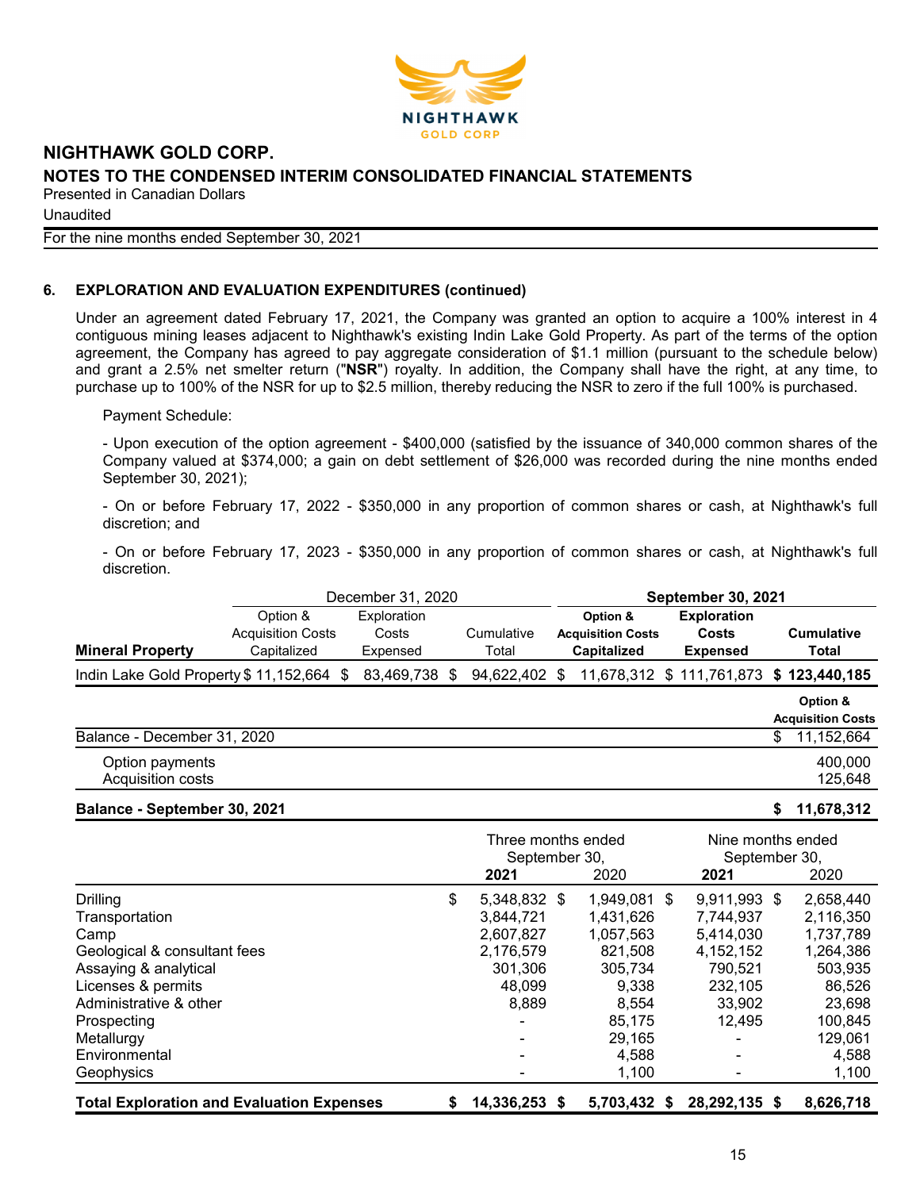## 6. EXPLORATION AND EVALUATION EXPENDITURES (continued)

Under an agreement dated February 17, 2021, the Company was granted an option to acquire a 100% interest in 4 contiguous mining leases adjacent to Nighthawk's existing Indin Lake Gold Property. As part of the terms of the option agreement, the Company has agreed to pay aggregate consideration of $1.1 million (pursuant to the schedule below) and grant a 2.5% net smelter return ("**NSR**") royalty. In addition, the Company shall have the right, at any time, to purchase up to 100% of the NSR for up to $2.5 million, thereby reducing the NSR to zero if the full 100% is purchased.

Payment Schedule:

- Upon execution of the option agreement - $400,000 (satisfied by the issuance of 340,000 common shares of the Company valued at $374,000; a gain on debt settlement of $26,000 was recorded during the nine months ended September 30, 2021);

- On or before February 17, 2022 - $350,000 in any proportion of common shares or cash, at Nighthawk's full discretion; and

- On or before February 17, 2023 - $350,000 in any proportion of common shares or cash, at Nighthawk's full discretion.

| | December 31, 2020 | | | **September 30, 2021** | | |
|---|---|---|---|---|---|---|
| **Mineral Property** | Option & Acquisition Costs Capitalized | Exploration Costs Expensed | Cumulative Total | **Option & Acquisition Costs Capitalized** | **Exploration Costs Expensed** | **Cumulative Total** |
| Indin Lake Gold Property | $ 11,152,664 | $ 83,469,738 | $ 94,622,402 | $ 11,678,312 | $ 111,761,873 | **$ 123,440,185** |

| | **Option & Acquisition Costs** |
|---|---|
| Balance - December 31, 2020 | $ 11,152,664 |
| Option payments | 400,000 |
| Acquisition costs | 125,648 |
| **Balance - September 30, 2021** | **$ 11,678,312** |

| | Three months ended September 30, | | Nine months ended September 30, | |
|---|---|---|---|---|
| | **2021** | 2020 | **2021** | 2020 |
| Drilling | $ 5,348,832 | $ 1,949,081 | $ 9,911,993 | $ 2,658,440 |
| Transportation | 3,844,721 | 1,431,626 | 7,744,937 | 2,116,350 |
| Camp | 2,607,827 | 1,057,563 | 5,414,030 | 1,737,789 |
| Geological & consultant fees | 2,176,579 | 821,508 | 4,152,152 | 1,264,386 |
| Assaying & analytical | 301,306 | 305,734 | 790,521 | 503,935 |
| Licenses & permits | 48,099 | 9,338 | 232,105 | 86,526 |
| Administrative & other | 8,889 | 8,554 | 33,902 | 23,698 |
| Prospecting | - | 85,175 | 12,495 | 100,845 |
| Metallurgy | - | 29,165 | - | 129,061 |
| Environmental | - | 4,588 | - | 4,588 |
| Geophysics | - | 1,100 | - | 1,100 |
| **Total Exploration and Evaluation Expenses** | **$ 14,336,253** | **$ 5,703,432** | **$ 28,292,135** | **$ 8,626,718** |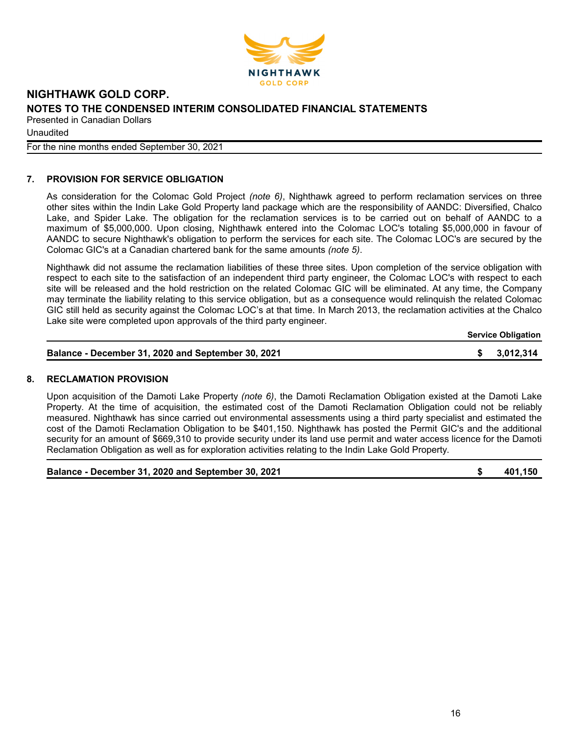NIGHTHAWK GOLD CORP.
NOTES TO THE CONDENSED INTERIM CONSOLIDATED FINANCIAL STATEMENTS
Presented in Canadian Dollars
Unaudited
For the nine months ended September 30, 2021

## 7. PROVISION FOR SERVICE OBLIGATION

As consideration for the Colomac Gold Project *(note 6)*, Nighthawk agreed to perform reclamation services on three other sites within the Indin Lake Gold Property land package which are the responsibility of AANDC: Diversified, Chalco Lake, and Spider Lake. The obligation for the reclamation services is to be carried out on behalf of AANDC to a maximum of $5,000,000. Upon closing, Nighthawk entered into the Colomac LOC's totaling $5,000,000 in favour of AANDC to secure Nighthawk's obligation to perform the services for each site. The Colomac LOC's are secured by the Colomac GIC's at a Canadian chartered bank for the same amounts *(note 5)*.

Nighthawk did not assume the reclamation liabilities of these three sites. Upon completion of the service obligation with respect to each site to the satisfaction of an independent third party engineer, the Colomac LOC's with respect to each site will be released and the hold restriction on the related Colomac GIC will be eliminated. At any time, the Company may terminate the liability relating to this service obligation, but as a consequence would relinquish the related Colomac GIC still held as security against the Colomac LOC's at that time. In March 2013, the reclamation activities at the Chalco Lake site were completed upon approvals of the third party engineer.

| | Service Obligation |
|---|---|
| **Balance - December 31, 2020 and September 30, 2021** | **$ 3,012,314** |

## 8. RECLAMATION PROVISION

Upon acquisition of the Damoti Lake Property *(note 6)*, the Damoti Reclamation Obligation existed at the Damoti Lake Property. At the time of acquisition, the estimated cost of the Damoti Reclamation Obligation could not be reliably measured. Nighthawk has since carried out environmental assessments using a third party specialist and estimated the cost of the Damoti Reclamation Obligation to be $401,150. Nighthawk has posted the Permit GIC's and the additional security for an amount of $669,310 to provide security under its land use permit and water access licence for the Damoti Reclamation Obligation as well as for exploration activities relating to the Indin Lake Gold Property.

| | |
|---|---|
| **Balance - December 31, 2020 and September 30, 2021** | **$ 401,150** |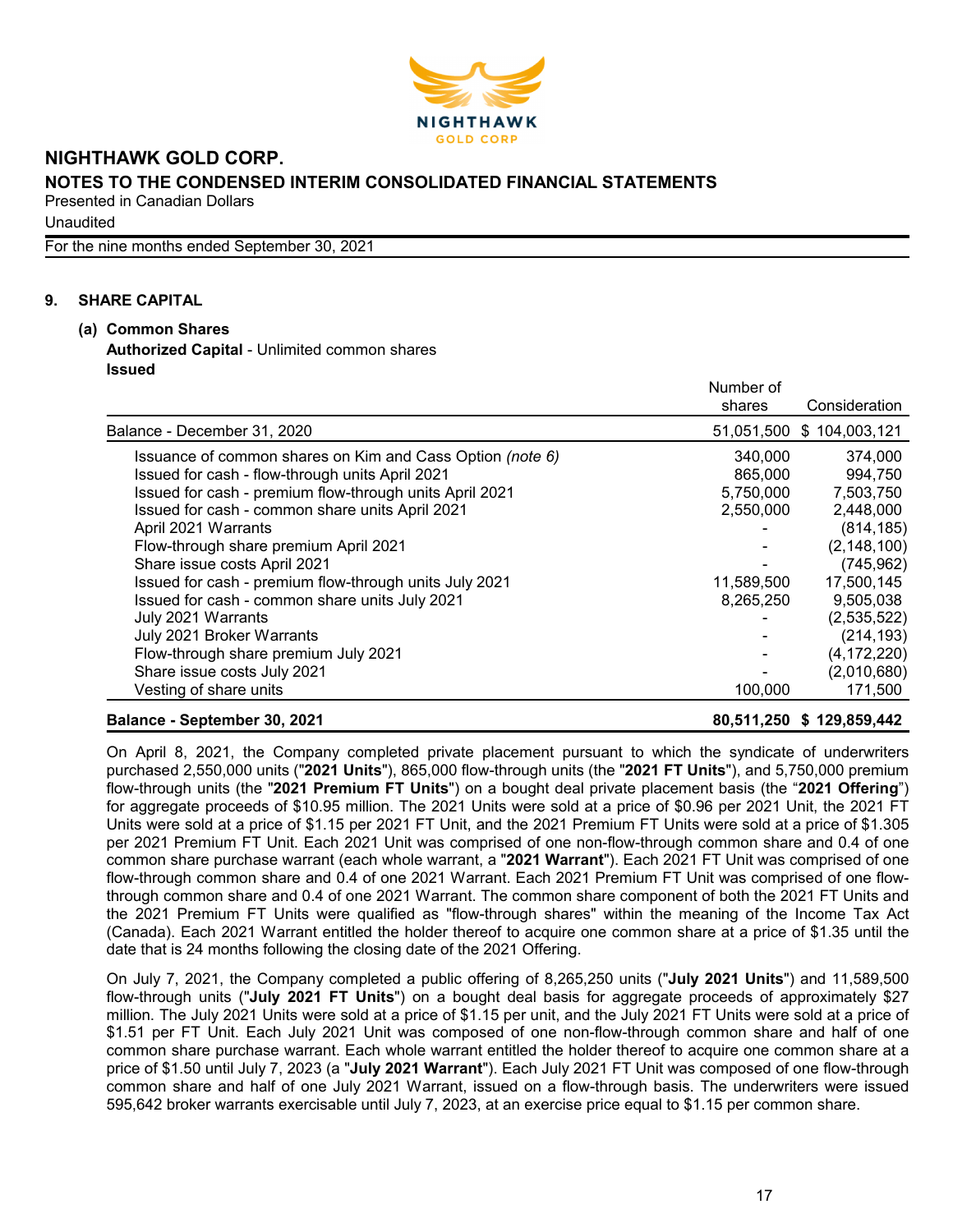## 9. SHARE CAPITAL

### (a) Common Shares

**Authorized Capital** - Unlimited common shares

**Issued**

| | Number of shares | Consideration |
|---|---|---|
| Balance - December 31, 2020 | 51,051,500 | $ 104,003,121 |
| Issuance of common shares on Kim and Cass Option *(note 6)* | 340,000 | 374,000 |
| Issued for cash - flow-through units April 2021 | 865,000 | 994,750 |
| Issued for cash - premium flow-through units April 2021 | 5,750,000 | 7,503,750 |
| Issued for cash - common share units April 2021 | 2,550,000 | 2,448,000 |
| April 2021 Warrants | - | (814,185) |
| Flow-through share premium April 2021 | - | (2,148,100) |
| Share issue costs April 2021 | - | (745,962) |
| Issued for cash - premium flow-through units July 2021 | 11,589,500 | 17,500,145 |
| Issued for cash - common share units July 2021 | 8,265,250 | 9,505,038 |
| July 2021 Warrants | - | (2,535,522) |
| July 2021 Broker Warrants | - | (214,193) |
| Flow-through share premium July 2021 | - | (4,172,220) |
| Share issue costs July 2021 | - | (2,010,680) |
| Vesting of share units | 100,000 | 171,500 |
| **Balance - September 30, 2021** | **80,511,250** | **$ 129,859,442** |

On April 8, 2021, the Company completed private placement pursuant to which the syndicate of underwriters purchased 2,550,000 units ("**2021 Units**"), 865,000 flow-through units (the "**2021 FT Units**"), and 5,750,000 premium flow-through units (the "**2021 Premium FT Units**") on a bought deal private placement basis (the "**2021 Offering**") for aggregate proceeds of $10.95 million. The 2021 Units were sold at a price of $0.96 per 2021 Unit, the 2021 FT Units were sold at a price of $1.15 per 2021 FT Unit, and the 2021 Premium FT Units were sold at a price of $1.305 per 2021 Premium FT Unit. Each 2021 Unit was comprised of one non-flow-through common share and 0.4 of one common share purchase warrant (each whole warrant, a "**2021 Warrant**"). Each 2021 FT Unit was comprised of one flow-through common share and 0.4 of one 2021 Warrant. Each 2021 Premium FT Unit was comprised of one flow-through common share and 0.4 of one 2021 Warrant. The common share component of both the 2021 FT Units and the 2021 Premium FT Units were qualified as "flow-through shares" within the meaning of the Income Tax Act (Canada). Each 2021 Warrant entitled the holder thereof to acquire one common share at a price of $1.35 until the date that is 24 months following the closing date of the 2021 Offering.

On July 7, 2021, the Company completed a public offering of 8,265,250 units ("**July 2021 Units**") and 11,589,500 flow-through units ("**July 2021 FT Units**") on a bought deal basis for aggregate proceeds of approximately $27 million. The July 2021 Units were sold at a price of $1.15 per unit, and the July 2021 FT Units were sold at a price of $1.51 per FT Unit. Each July 2021 Unit was composed of one non-flow-through common share and half of one common share purchase warrant. Each whole warrant entitled the holder thereof to acquire one common share at a price of $1.50 until July 7, 2023 (a "**July 2021 Warrant**"). Each July 2021 FT Unit was composed of one flow-through common share and half of one July 2021 Warrant, issued on a flow-through basis. The underwriters were issued 595,642 broker warrants exercisable until July 7, 2023, at an exercise price equal to $1.15 per common share.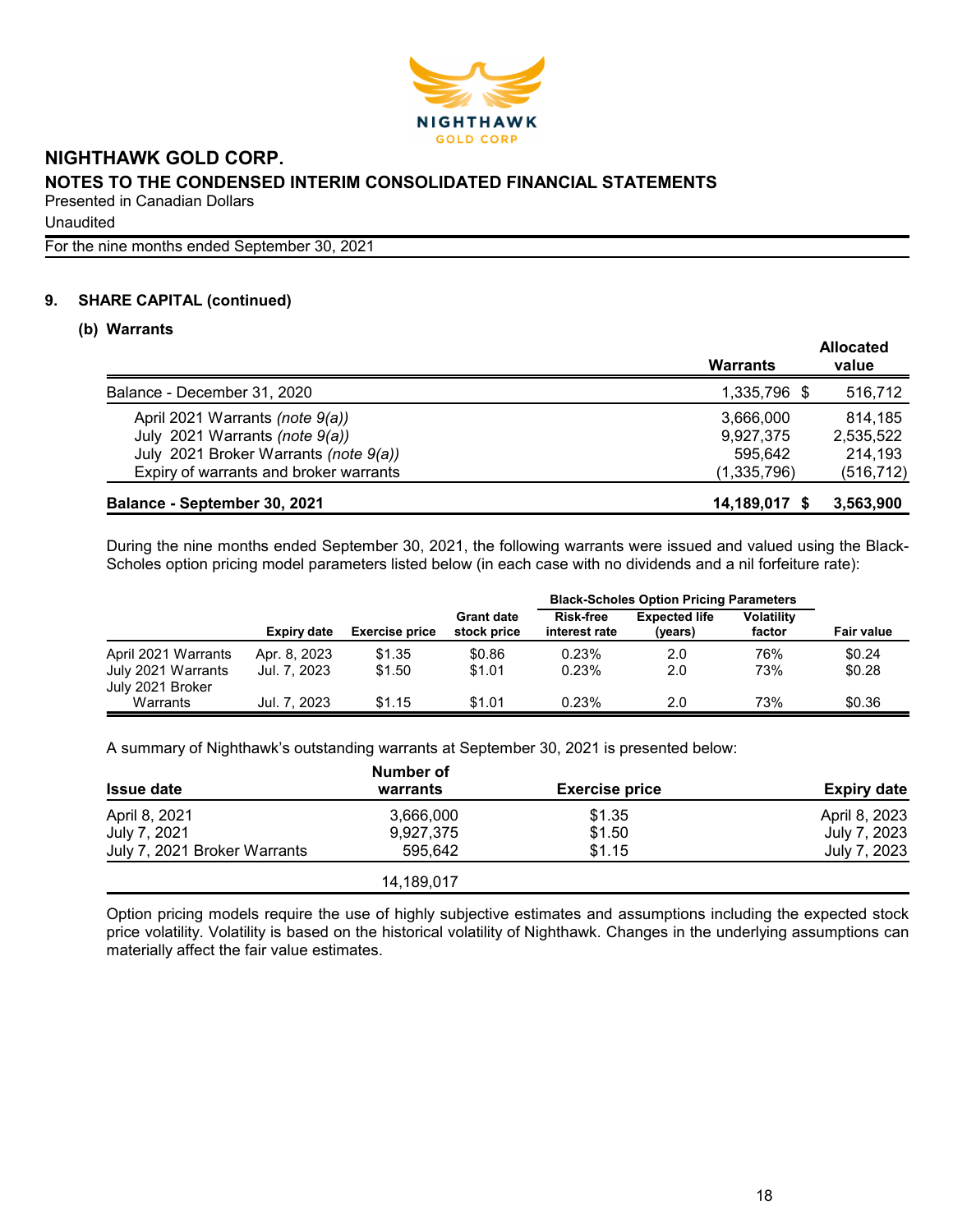## 9. SHARE CAPITAL (continued)

### (b) Warrants

| | Warrants | Allocated value |
|---|---|---|
| Balance - December 31, 2020 | 1,335,796 | $ 516,712 |
| April 2021 Warrants *(note 9(a))* | 3,666,000 | 814,185 |
| July 2021 Warrants *(note 9(a))* | 9,927,375 | 2,535,522 |
| July 2021 Broker Warrants *(note 9(a))* | 595,642 | 214,193 |
| Expiry of warrants and broker warrants | (1,335,796) | (516,712) |
| **Balance - September 30, 2021** | **14,189,017** | **$ 3,563,900** |

During the nine months ended September 30, 2021, the following warrants were issued and valued using the Black-Scholes option pricing model parameters listed below (in each case with no dividends and a nil forfeiture rate):

| | | | | Black-Scholes Option Pricing Parameters | | | |
|---|---|---|---|---|---|---|---|
| | Expiry date | Exercise price | Grant date stock price | Risk-free interest rate | Expected life (years) | Volatility factor | Fair value |
| April 2021 Warrants | Apr. 8, 2023 | $1.35 | $0.86 | 0.23% | 2.0 | 76% | $0.24 |
| July 2021 Warrants | Jul. 7, 2023 | $1.50 | $1.01 | 0.23% | 2.0 | 73% | $0.28 |
| July 2021 Broker Warrants | Jul. 7, 2023 | $1.15 | $1.01 | 0.23% | 2.0 | 73% | $0.36 |

A summary of Nighthawk's outstanding warrants at September 30, 2021 is presented below:

| Issue date | Number of warrants | Exercise price | Expiry date |
|---|---|---|---|
| April 8, 2021 | 3,666,000 | $1.35 | April 8, 2023 |
| July 7, 2021 | 9,927,375 | $1.50 | July 7, 2023 |
| July 7, 2021 Broker Warrants | 595,642 | $1.15 | July 7, 2023 |
| | 14,189,017 | | |

Option pricing models require the use of highly subjective estimates and assumptions including the expected stock price volatility. Volatility is based on the historical volatility of Nighthawk. Changes in the underlying assumptions can materially affect the fair value estimates.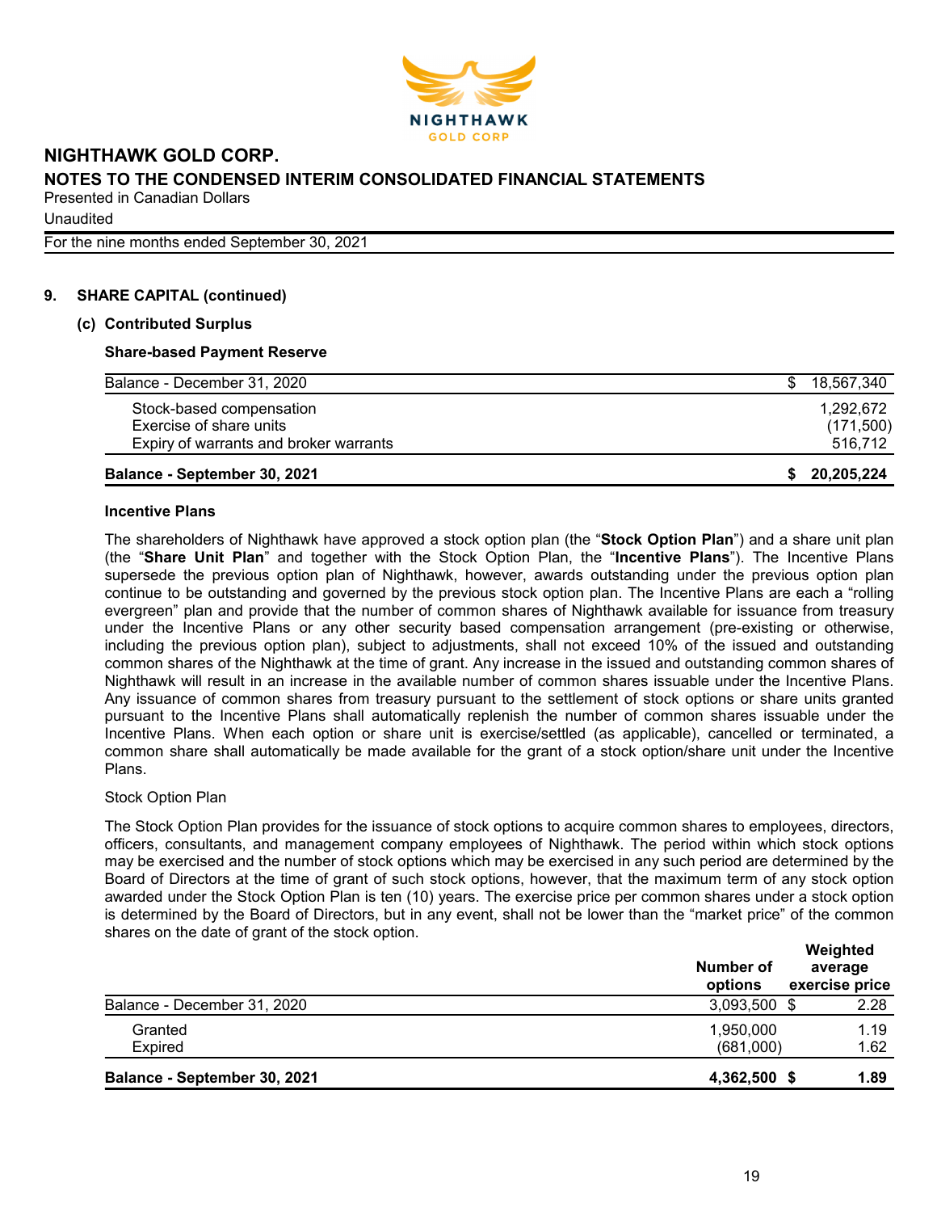## 9. SHARE CAPITAL (continued)

### (c) Contributed Surplus

**Share-based Payment Reserve**

| | |
|---|---|
| Balance - December 31, 2020 | $ 18,567,340 |
| Stock-based compensation | 1,292,672 |
| Exercise of share units | (171,500) |
| Expiry of warrants and broker warrants | 516,712 |
| **Balance - September 30, 2021** | **$ 20,205,224** |

**Incentive Plans**

The shareholders of Nighthawk have approved a stock option plan (the "**Stock Option Plan**") and a share unit plan (the "**Share Unit Plan**" and together with the Stock Option Plan, the "**Incentive Plans**"). The Incentive Plans supersede the previous option plan of Nighthawk, however, awards outstanding under the previous option plan continue to be outstanding and governed by the previous stock option plan. The Incentive Plans are each a "rolling evergreen" plan and provide that the number of common shares of Nighthawk available for issuance from treasury under the Incentive Plans or any other security based compensation arrangement (pre-existing or otherwise, including the previous option plan), subject to adjustments, shall not exceed 10% of the issued and outstanding common shares of the Nighthawk at the time of grant. Any increase in the issued and outstanding common shares of Nighthawk will result in an increase in the available number of common shares issuable under the Incentive Plans. Any issuance of common shares from treasury pursuant to the settlement of stock options or share units granted pursuant to the Incentive Plans shall automatically replenish the number of common shares issuable under the Incentive Plans. When each option or share unit is exercise/settled (as applicable), cancelled or terminated, a common share shall automatically be made available for the grant of a stock option/share unit under the Incentive Plans.

Stock Option Plan

The Stock Option Plan provides for the issuance of stock options to acquire common shares to employees, directors, officers, consultants, and management company employees of Nighthawk. The period within which stock options may be exercised and the number of stock options which may be exercised in any such period are determined by the Board of Directors at the time of grant of such stock options, however, that the maximum term of any stock option awarded under the Stock Option Plan is ten (10) years. The exercise price per common shares under a stock option is determined by the Board of Directors, but in any event, shall not be lower than the "market price" of the common shares on the date of grant of the stock option.

| | Number of options | Weighted average exercise price |
|---|---|---|
| Balance - December 31, 2020 | 3,093,500 | $ 2.28 |
| Granted | 1,950,000 | 1.19 |
| Expired | (681,000) | 1.62 |
| **Balance - September 30, 2021** | **4,362,500** | **$ 1.89** |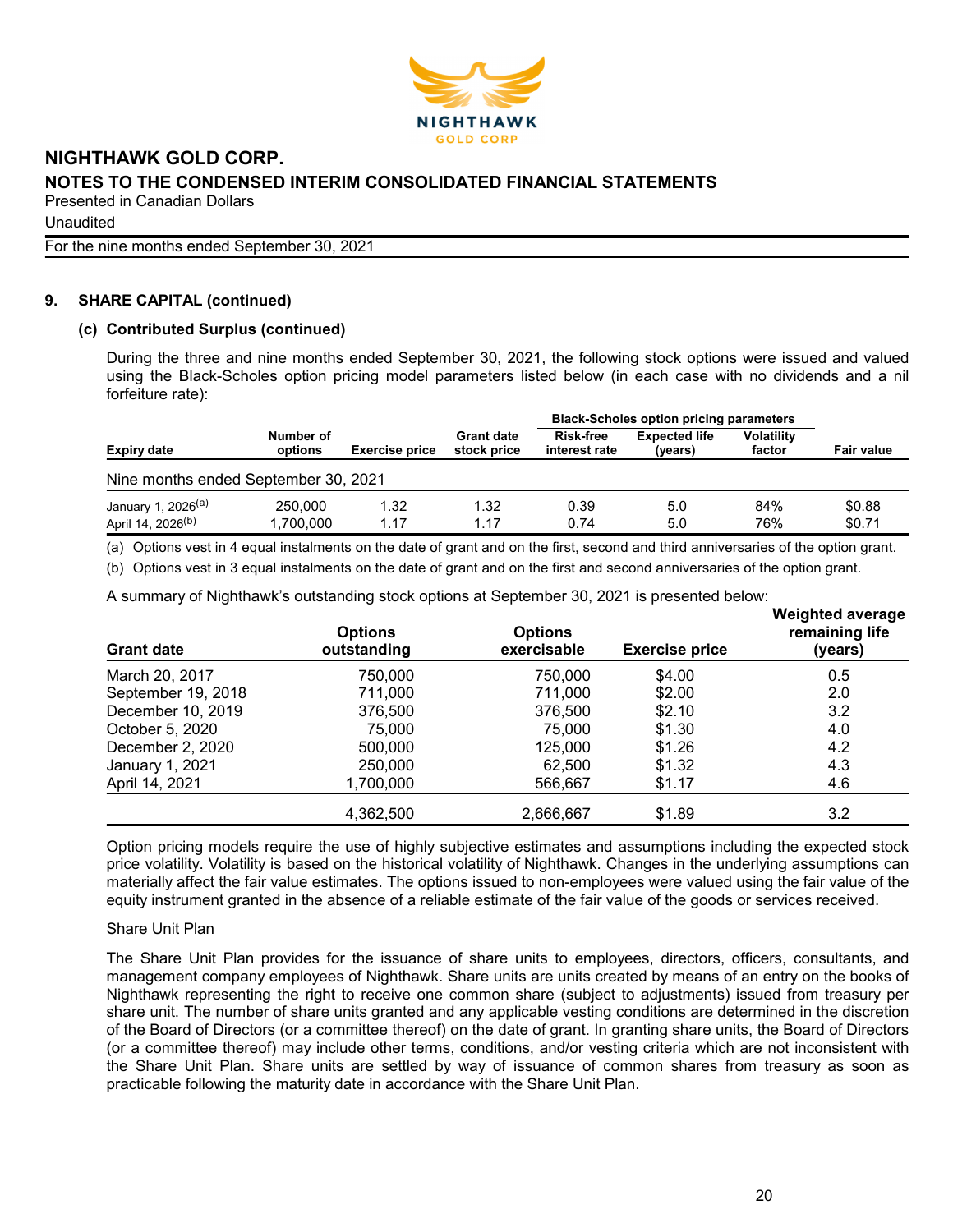## 9. SHARE CAPITAL (continued)

### (c) Contributed Surplus (continued)

During the three and nine months ended September 30, 2021, the following stock options were issued and valued using the Black-Scholes option pricing model parameters listed below (in each case with no dividends and a nil forfeiture rate):

| | | | | Black-Scholes option pricing parameters | | | |
|---|---|---|---|---|---|---|---|
| Expiry date | Number of options | Exercise price | Grant date stock price | Risk-free interest rate | Expected life (years) | Volatility factor | Fair value |
| Nine months ended September 30, 2021 | | | | | | | |
| January 1, 2026[(a)] | 250,000 | 1.32 | 1.32 | 0.39 | 5.0 | 84% | $0.88 |
| April 14, 2026[(b)] | 1,700,000 | 1.17 | 1.17 | 0.74 | 5.0 | 76% | $0.71 |

(a) Options vest in 4 equal instalments on the date of grant and on the first, second and third anniversaries of the option grant.

(b) Options vest in 3 equal instalments on the date of grant and on the first and second anniversaries of the option grant.

A summary of Nighthawk's outstanding stock options at September 30, 2021 is presented below:

| Grant date | Options outstanding | Options exercisable | Exercise price | Weighted average remaining life (years) |
|---|---|---|---|---|
| March 20, 2017 | 750,000 | 750,000 | $4.00 | 0.5 |
| September 19, 2018 | 711,000 | 711,000 | $2.00 | 2.0 |
| December 10, 2019 | 376,500 | 376,500 | $2.10 | 3.2 |
| October 5, 2020 | 75,000 | 75,000 | $1.30 | 4.0 |
| December 2, 2020 | 500,000 | 125,000 | $1.26 | 4.2 |
| January 1, 2021 | 250,000 | 62,500 | $1.32 | 4.3 |
| April 14, 2021 | 1,700,000 | 566,667 | $1.17 | 4.6 |
| | 4,362,500 | 2,666,667 | $1.89 | 3.2 |

Option pricing models require the use of highly subjective estimates and assumptions including the expected stock price volatility. Volatility is based on the historical volatility of Nighthawk. Changes in the underlying assumptions can materially affect the fair value estimates. The options issued to non-employees were valued using the fair value of the equity instrument granted in the absence of a reliable estimate of the fair value of the goods or services received.

Share Unit Plan

The Share Unit Plan provides for the issuance of share units to employees, directors, officers, consultants, and management company employees of Nighthawk. Share units are units created by means of an entry on the books of Nighthawk representing the right to receive one common share (subject to adjustments) issued from treasury per share unit. The number of share units granted and any applicable vesting conditions are determined in the discretion of the Board of Directors (or a committee thereof) on the date of grant. In granting share units, the Board of Directors (or a committee thereof) may include other terms, conditions, and/or vesting criteria which are not inconsistent with the Share Unit Plan. Share units are settled by way of issuance of common shares from treasury as soon as practicable following the maturity date in accordance with the Share Unit Plan.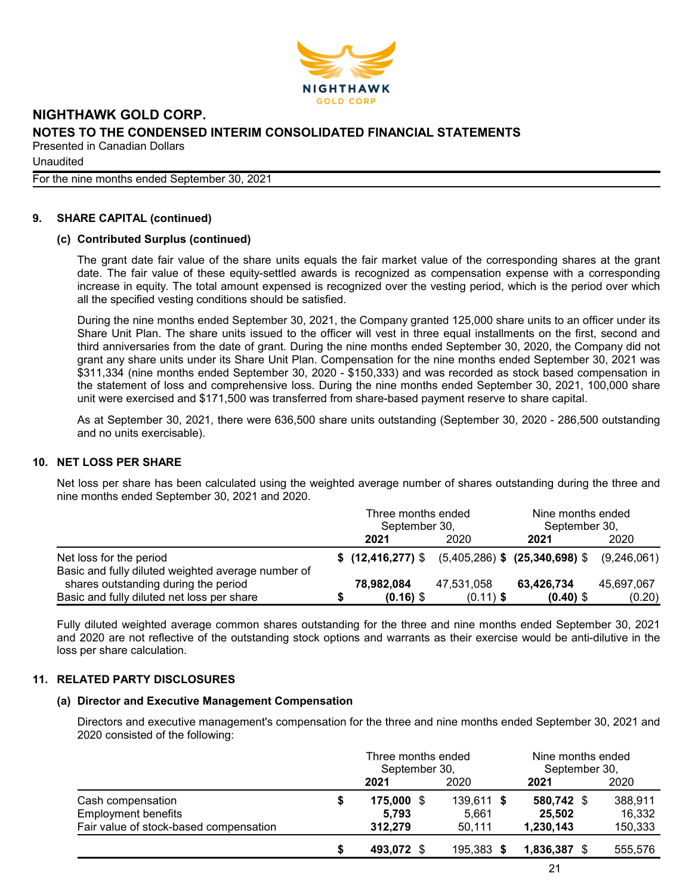## 9. SHARE CAPITAL (continued)

### (c) Contributed Surplus (continued)

The grant date fair value of the share units equals the fair market value of the corresponding shares at the grant date. The fair value of these equity-settled awards is recognized as compensation expense with a corresponding increase in equity. The total amount expensed is recognized over the vesting period, which is the period over which all the specified vesting conditions should be satisfied.

During the nine months ended September 30, 2021, the Company granted 125,000 share units to an officer under its Share Unit Plan. The share units issued to the officer will vest in three equal installments on the first, second and third anniversaries from the date of grant. During the nine months ended September 30, 2020, the Company did not grant any share units under its Share Unit Plan. Compensation for the nine months ended September 30, 2021 was $311,334 (nine months ended September 30, 2020 - $150,333) and was recorded as stock based compensation in the statement of loss and comprehensive loss. During the nine months ended September 30, 2021, 100,000 share unit were exercised and $171,500 was transferred from share-based payment reserve to share capital.

As at September 30, 2021, there were 636,500 share units outstanding (September 30, 2020 - 286,500 outstanding and no units exercisable).

## 10. NET LOSS PER SHARE

Net loss per share has been calculated using the weighted average number of shares outstanding during the three and nine months ended September 30, 2021 and 2020.

| | Three months ended September 30, | | Nine months ended September 30, | |
|---|---|---|---|---|
| | **2021** | 2020 | **2021** | 2020 |
| Net loss for the period | **$ (12,416,277)** | $ (5,405,286) | **$ (25,340,698)** | $ (9,246,061) |
| Basic and fully diluted weighted average number of shares outstanding during the period | **78,982,084** | 47,531,058 | **63,426,734** | 45,697,067 |
| Basic and fully diluted net loss per share | **$ (0.16)** | $ (0.11) | **$ (0.40)** | $ (0.20) |

Fully diluted weighted average common shares outstanding for the three and nine months ended September 30, 2021 and 2020 are not reflective of the outstanding stock options and warrants as their exercise would be anti-dilutive in the loss per share calculation.

## 11. RELATED PARTY DISCLOSURES

### (a) Director and Executive Management Compensation

Directors and executive management's compensation for the three and nine months ended September 30, 2021 and 2020 consisted of the following:

| | Three months ended September 30, | | Nine months ended September 30, | |
|---|---|---|---|---|
| | **2021** | 2020 | **2021** | 2020 |
| Cash compensation | **$ 175,000** | $ 139,611 | **$ 580,742** | $ 388,911 |
| Employment benefits | **5,793** | 5,661 | **25,502** | 16,332 |
| Fair value of stock-based compensation | **312,279** | 50,111 | **1,230,143** | 150,333 |
| | **$ 493,072** | $ 195,383 | **$ 1,836,387** | $ 555,576 |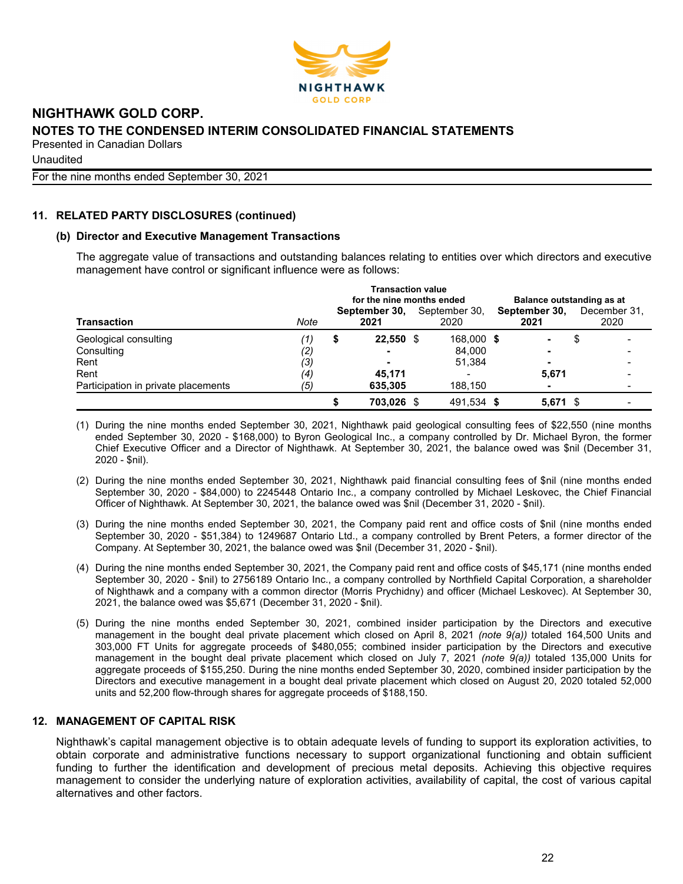## 11. RELATED PARTY DISCLOSURES (continued)

### (b) Director and Executive Management Transactions

The aggregate value of transactions and outstanding balances relating to entities over which directors and executive management have control or significant influence were as follows:

| Transaction | Note | Transaction value for the nine months ended September 30, 2021 | Transaction value for the nine months ended September 30, 2020 | Balance outstanding as at September 30, 2021 | Balance outstanding as at December 31, 2020 |
|---|---|---|---|---|---|
| Geological consulting | (1) | $ 22,550 | $ 168,000 | $ - | $ - |
| Consulting | (2) | - | 84,000 | - | - |
| Rent | (3) | - | 51,384 | - | - |
| Rent | (4) | 45,171 | - | 5,671 | - |
| Participation in private placements | (5) | 635,305 | 188,150 | - | - |
| | | $ 703,026 | $ 491,534 | $ 5,671 | $ - |

(1) During the nine months ended September 30, 2021, Nighthawk paid geological consulting fees of $22,550 (nine months ended September 30, 2020 - $168,000) to Byron Geological Inc., a company controlled by Dr. Michael Byron, the former Chief Executive Officer and a Director of Nighthawk. At September 30, 2021, the balance owed was $nil (December 31, 2020 - $nil).

(2) During the nine months ended September 30, 2021, Nighthawk paid financial consulting fees of $nil (nine months ended September 30, 2020 - $84,000) to 2245448 Ontario Inc., a company controlled by Michael Leskovec, the Chief Financial Officer of Nighthawk. At September 30, 2021, the balance owed was $nil (December 31, 2020 - $nil).

(3) During the nine months ended September 30, 2021, the Company paid rent and office costs of $nil (nine months ended September 30, 2020 - $51,384) to 1249687 Ontario Ltd., a company controlled by Brent Peters, a former director of the Company. At September 30, 2021, the balance owed was $nil (December 31, 2020 - $nil).

(4) During the nine months ended September 30, 2021, the Company paid rent and office costs of $45,171 (nine months ended September 30, 2020 - $nil) to 2756189 Ontario Inc., a company controlled by Northfield Capital Corporation, a shareholder of Nighthawk and a company with a common director (Morris Prychidny) and officer (Michael Leskovec). At September 30, 2021, the balance owed was $5,671 (December 31, 2020 - $nil).

(5) During the nine months ended September 30, 2021, combined insider participation by the Directors and executive management in the bought deal private placement which closed on April 8, 2021 *(note 9(a))* totaled 164,500 Units and 303,000 FT Units for aggregate proceeds of $480,055; combined insider participation by the Directors and executive management in the bought deal private placement which closed on July 7, 2021 *(note 9(a))* totaled 135,000 Units for aggregate proceeds of $155,250. During the nine months ended September 30, 2020, combined insider participation by the Directors and executive management in a bought deal private placement which closed on August 20, 2020 totaled 52,000 units and 52,200 flow-through shares for aggregate proceeds of $188,150.

## 12. MANAGEMENT OF CAPITAL RISK

Nighthawk's capital management objective is to obtain adequate levels of funding to support its exploration activities, to obtain corporate and administrative functions necessary to support organizational functioning and obtain sufficient funding to further the identification and development of precious metal deposits. Achieving this objective requires management to consider the underlying nature of exploration activities, availability of capital, the cost of various capital alternatives and other factors.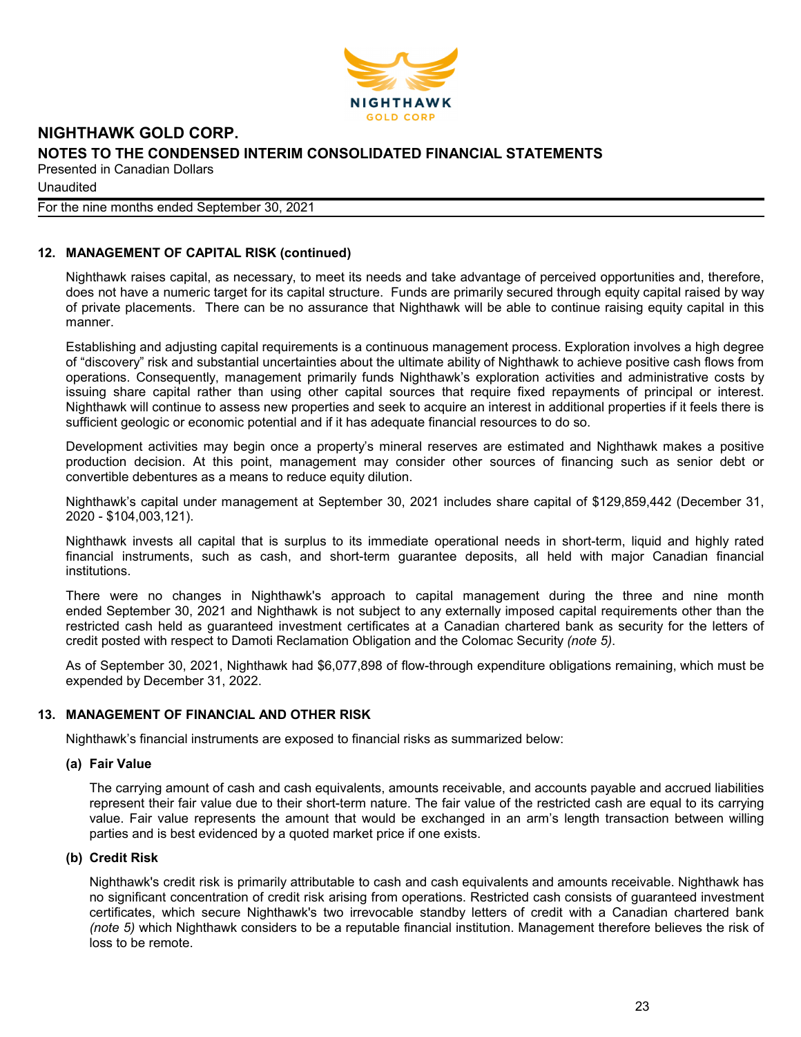## 12. MANAGEMENT OF CAPITAL RISK (continued)

Nighthawk raises capital, as necessary, to meet its needs and take advantage of perceived opportunities and, therefore, does not have a numeric target for its capital structure. Funds are primarily secured through equity capital raised by way of private placements. There can be no assurance that Nighthawk will be able to continue raising equity capital in this manner.

Establishing and adjusting capital requirements is a continuous management process. Exploration involves a high degree of "discovery" risk and substantial uncertainties about the ultimate ability of Nighthawk to achieve positive cash flows from operations. Consequently, management primarily funds Nighthawk's exploration activities and administrative costs by issuing share capital rather than using other capital sources that require fixed repayments of principal or interest. Nighthawk will continue to assess new properties and seek to acquire an interest in additional properties if it feels there is sufficient geologic or economic potential and if it has adequate financial resources to do so.

Development activities may begin once a property's mineral reserves are estimated and Nighthawk makes a positive production decision. At this point, management may consider other sources of financing such as senior debt or convertible debentures as a means to reduce equity dilution.

Nighthawk's capital under management at September 30, 2021 includes share capital of $129,859,442 (December 31, 2020 - $104,003,121).

Nighthawk invests all capital that is surplus to its immediate operational needs in short-term, liquid and highly rated financial instruments, such as cash, and short-term guarantee deposits, all held with major Canadian financial institutions.

There were no changes in Nighthawk's approach to capital management during the three and nine month ended September 30, 2021 and Nighthawk is not subject to any externally imposed capital requirements other than the restricted cash held as guaranteed investment certificates at a Canadian chartered bank as security for the letters of credit posted with respect to Damoti Reclamation Obligation and the Colomac Security *(note 5)*.

As of September 30, 2021, Nighthawk had $6,077,898 of flow-through expenditure obligations remaining, which must be expended by December 31, 2022.

## 13. MANAGEMENT OF FINANCIAL AND OTHER RISK

Nighthawk's financial instruments are exposed to financial risks as summarized below:

### (a) Fair Value

The carrying amount of cash and cash equivalents, amounts receivable, and accounts payable and accrued liabilities represent their fair value due to their short-term nature. The fair value of the restricted cash are equal to its carrying value. Fair value represents the amount that would be exchanged in an arm's length transaction between willing parties and is best evidenced by a quoted market price if one exists.

### (b) Credit Risk

Nighthawk's credit risk is primarily attributable to cash and cash equivalents and amounts receivable. Nighthawk has no significant concentration of credit risk arising from operations. Restricted cash consists of guaranteed investment certificates, which secure Nighthawk's two irrevocable standby letters of credit with a Canadian chartered bank *(note 5)* which Nighthawk considers to be a reputable financial institution. Management therefore believes the risk of loss to be remote.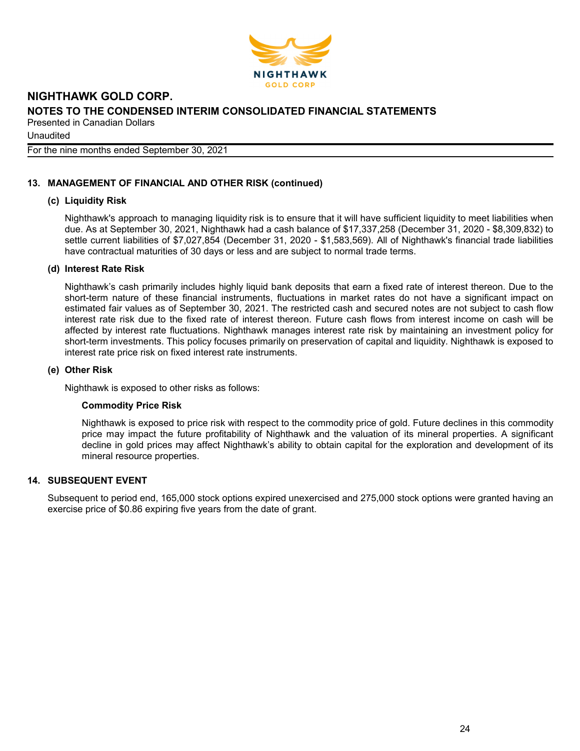## 13. MANAGEMENT OF FINANCIAL AND OTHER RISK (continued)

### (c) Liquidity Risk

Nighthawk's approach to managing liquidity risk is to ensure that it will have sufficient liquidity to meet liabilities when due. As at September 30, 2021, Nighthawk had a cash balance of $17,337,258 (December 31, 2020 - $8,309,832) to settle current liabilities of $7,027,854 (December 31, 2020 - $1,583,569). All of Nighthawk's financial trade liabilities have contractual maturities of 30 days or less and are subject to normal trade terms.

### (d) Interest Rate Risk

Nighthawk's cash primarily includes highly liquid bank deposits that earn a fixed rate of interest thereon. Due to the short-term nature of these financial instruments, fluctuations in market rates do not have a significant impact on estimated fair values as of September 30, 2021. The restricted cash and secured notes are not subject to cash flow interest rate risk due to the fixed rate of interest thereon. Future cash flows from interest income on cash will be affected by interest rate fluctuations. Nighthawk manages interest rate risk by maintaining an investment policy for short-term investments. This policy focuses primarily on preservation of capital and liquidity. Nighthawk is exposed to interest rate price risk on fixed interest rate instruments.

### (e) Other Risk

Nighthawk is exposed to other risks as follows:

**Commodity Price Risk**

Nighthawk is exposed to price risk with respect to the commodity price of gold. Future declines in this commodity price may impact the future profitability of Nighthawk and the valuation of its mineral properties. A significant decline in gold prices may affect Nighthawk's ability to obtain capital for the exploration and development of its mineral resource properties.

## 14. SUBSEQUENT EVENT

Subsequent to period end, 165,000 stock options expired unexercised and 275,000 stock options were granted having an exercise price of $0.86 expiring five years from the date of grant.